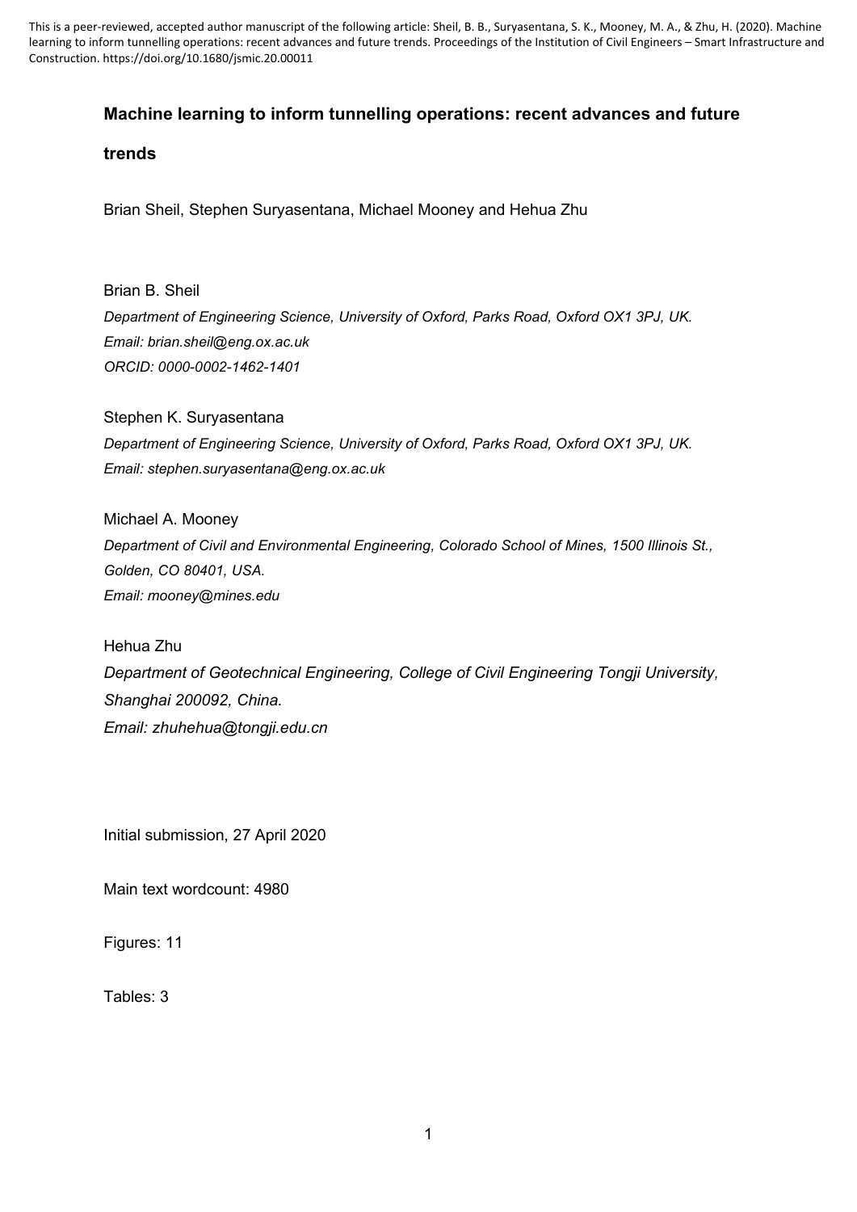This is a peer-reviewed, accepted author manuscript of the following article: Sheil, B. B., Suryasentana, S. K., Mooney, M. A., & Zhu, H. (2020). Machine learning to inform tunnelling operations: recent advances and future trends. Proceedings of the Institution of Civil Engineers – Smart Infrastructure and Construction. https://doi.org/10.1680/jsmic.20.00011

# Machine learning to inform tunnelling operations: recent advances and future trends

Brian Sheil, Stephen Suryasentana, Michael Mooney and Hehua Zhu

Brian B. Sheil
*Department of Engineering Science, University of Oxford, Parks Road, Oxford OX1 3PJ, UK.*
*Email: brian.sheil@eng.ox.ac.uk*
*ORCID: 0000-0002-1462-1401*

Stephen K. Suryasentana
*Department of Engineering Science, University of Oxford, Parks Road, Oxford OX1 3PJ, UK.*
*Email: stephen.suryasentana@eng.ox.ac.uk*

Michael A. Mooney
*Department of Civil and Environmental Engineering, Colorado School of Mines, 1500 Illinois St., Golden, CO 80401, USA.*
*Email: mooney@mines.edu*

Hehua Zhu
*Department of Geotechnical Engineering, College of Civil Engineering Tongji University, Shanghai 200092, China.*
*Email: zhuhehua@tongji.edu.cn*

Initial submission, 27 April 2020

Main text wordcount: 4980

Figures: 11

Tables: 3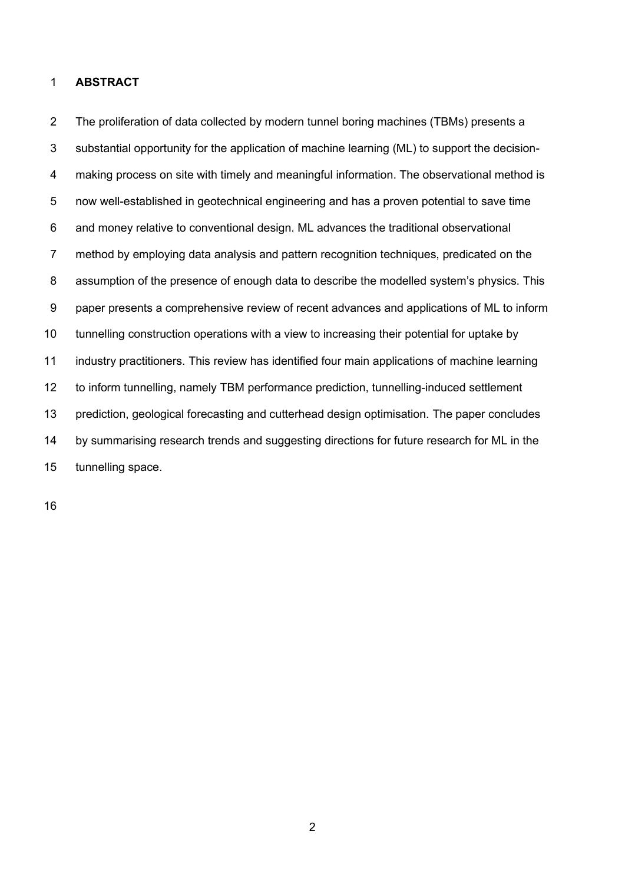## ABSTRACT

The proliferation of data collected by modern tunnel boring machines (TBMs) presents a substantial opportunity for the application of machine learning (ML) to support the decision-making process on site with timely and meaningful information. The observational method is now well-established in geotechnical engineering and has a proven potential to save time and money relative to conventional design. ML advances the traditional observational method by employing data analysis and pattern recognition techniques, predicated on the assumption of the presence of enough data to describe the modelled system's physics. This paper presents a comprehensive review of recent advances and applications of ML to inform tunnelling construction operations with a view to increasing their potential for uptake by industry practitioners. This review has identified four main applications of machine learning to inform tunnelling, namely TBM performance prediction, tunnelling-induced settlement prediction, geological forecasting and cutterhead design optimisation. The paper concludes by summarising research trends and suggesting directions for future research for ML in the tunnelling space.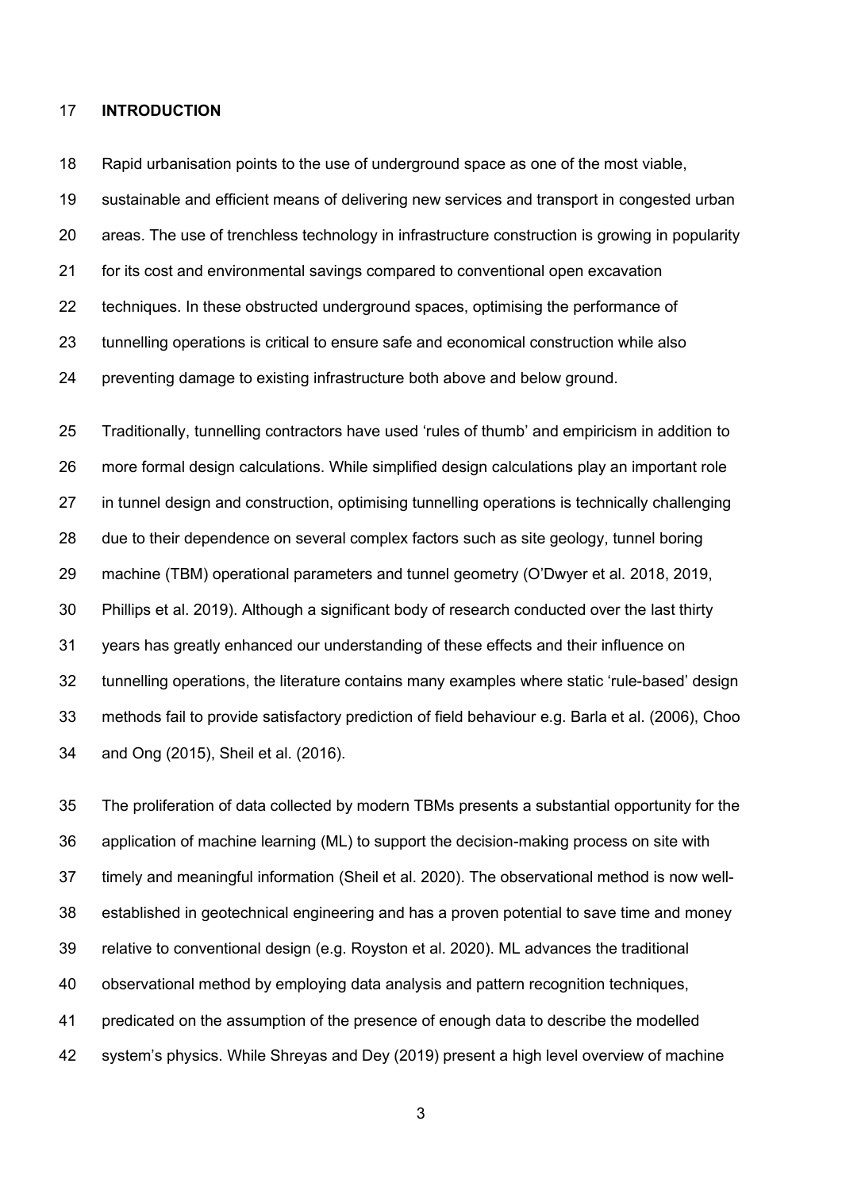## INTRODUCTION

Rapid urbanisation points to the use of underground space as one of the most viable, sustainable and efficient means of delivering new services and transport in congested urban areas. The use of trenchless technology in infrastructure construction is growing in popularity for its cost and environmental savings compared to conventional open excavation techniques. In these obstructed underground spaces, optimising the performance of tunnelling operations is critical to ensure safe and economical construction while also preventing damage to existing infrastructure both above and below ground.

Traditionally, tunnelling contractors have used 'rules of thumb' and empiricism in addition to more formal design calculations. While simplified design calculations play an important role in tunnel design and construction, optimising tunnelling operations is technically challenging due to their dependence on several complex factors such as site geology, tunnel boring machine (TBM) operational parameters and tunnel geometry (O'Dwyer et al. 2018, 2019, Phillips et al. 2019). Although a significant body of research conducted over the last thirty years has greatly enhanced our understanding of these effects and their influence on tunnelling operations, the literature contains many examples where static 'rule-based' design methods fail to provide satisfactory prediction of field behaviour e.g. Barla et al. (2006), Choo and Ong (2015), Sheil et al. (2016).

The proliferation of data collected by modern TBMs presents a substantial opportunity for the application of machine learning (ML) to support the decision-making process on site with timely and meaningful information (Sheil et al. 2020). The observational method is now well-established in geotechnical engineering and has a proven potential to save time and money relative to conventional design (e.g. Royston et al. 2020). ML advances the traditional observational method by employing data analysis and pattern recognition techniques, predicated on the assumption of the presence of enough data to describe the modelled system's physics. While Shreyas and Dey (2019) present a high level overview of machine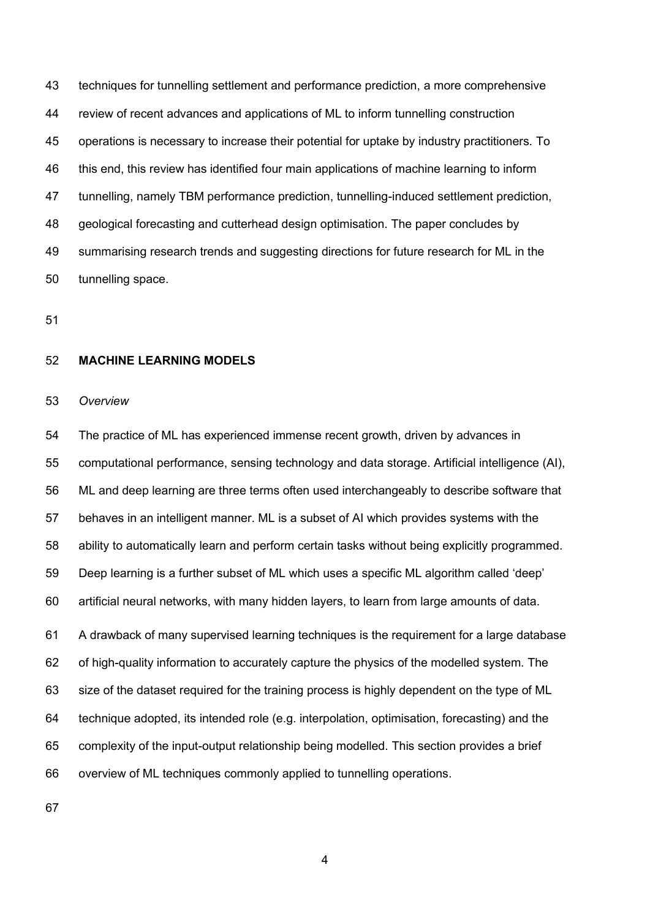techniques for tunnelling settlement and performance prediction, a more comprehensive review of recent advances and applications of ML to inform tunnelling construction operations is necessary to increase their potential for uptake by industry practitioners. To this end, this review has identified four main applications of machine learning to inform tunnelling, namely TBM performance prediction, tunnelling-induced settlement prediction, geological forecasting and cutterhead design optimisation. The paper concludes by summarising research trends and suggesting directions for future research for ML in the tunnelling space.

## MACHINE LEARNING MODELS

### *Overview*

The practice of ML has experienced immense recent growth, driven by advances in computational performance, sensing technology and data storage. Artificial intelligence (AI), ML and deep learning are three terms often used interchangeably to describe software that behaves in an intelligent manner. ML is a subset of AI which provides systems with the ability to automatically learn and perform certain tasks without being explicitly programmed. Deep learning is a further subset of ML which uses a specific ML algorithm called 'deep' artificial neural networks, with many hidden layers, to learn from large amounts of data.

A drawback of many supervised learning techniques is the requirement for a large database of high-quality information to accurately capture the physics of the modelled system. The size of the dataset required for the training process is highly dependent on the type of ML technique adopted, its intended role (e.g. interpolation, optimisation, forecasting) and the complexity of the input-output relationship being modelled. This section provides a brief overview of ML techniques commonly applied to tunnelling operations.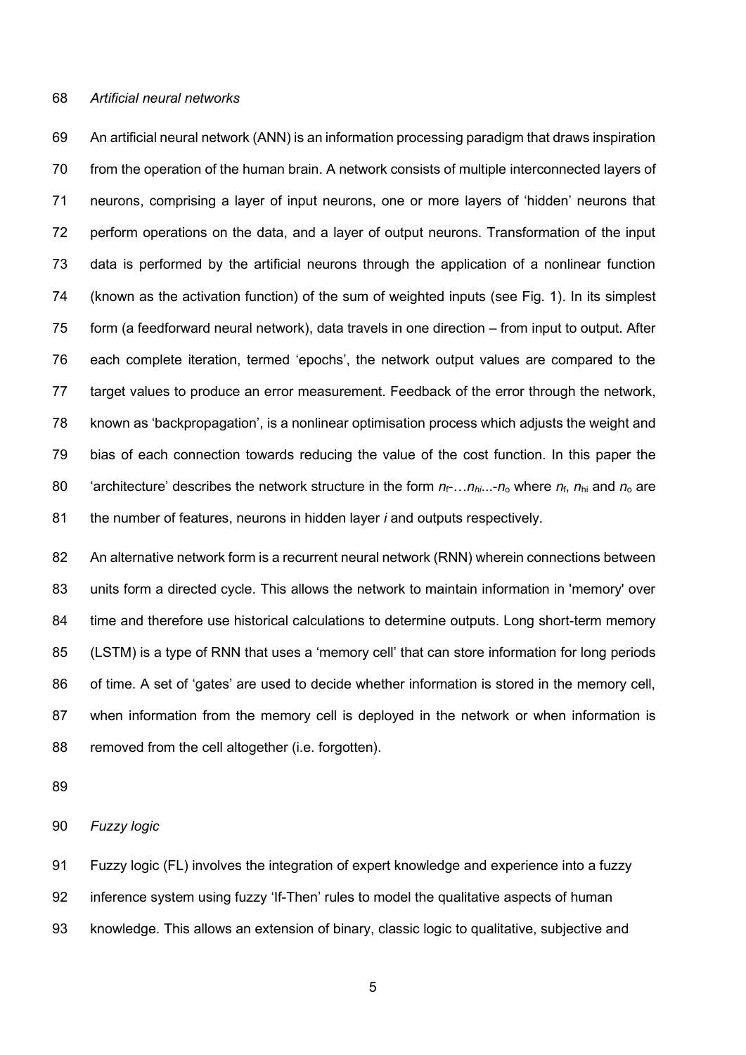*Artificial neural networks*

An artificial neural network (ANN) is an information processing paradigm that draws inspiration from the operation of the human brain. A network consists of multiple interconnected layers of neurons, comprising a layer of input neurons, one or more layers of 'hidden' neurons that perform operations on the data, and a layer of output neurons. Transformation of the input data is performed by the artificial neurons through the application of a nonlinear function (known as the activation function) of the sum of weighted inputs (see Fig. 1). In its simplest form (a feedforward neural network), data travels in one direction – from input to output. After each complete iteration, termed 'epochs', the network output values are compared to the target values to produce an error measurement. Feedback of the error through the network, known as 'backpropagation', is a nonlinear optimisation process which adjusts the weight and bias of each connection towards reducing the value of the cost function. In this paper the 'architecture' describes the network structure in the form $n_f$-…$n_{hi}$...-$n_o$ where $n_f$, $n_{hi}$ and $n_o$ are the number of features, neurons in hidden layer $i$ and outputs respectively.

An alternative network form is a recurrent neural network (RNN) wherein connections between units form a directed cycle. This allows the network to maintain information in 'memory' over time and therefore use historical calculations to determine outputs. Long short-term memory (LSTM) is a type of RNN that uses a 'memory cell' that can store information for long periods of time. A set of 'gates' are used to decide whether information is stored in the memory cell, when information from the memory cell is deployed in the network or when information is removed from the cell altogether (i.e. forgotten).

*Fuzzy logic*

Fuzzy logic (FL) involves the integration of expert knowledge and experience into a fuzzy inference system using fuzzy 'If-Then' rules to model the qualitative aspects of human knowledge. This allows an extension of binary, classic logic to qualitative, subjective and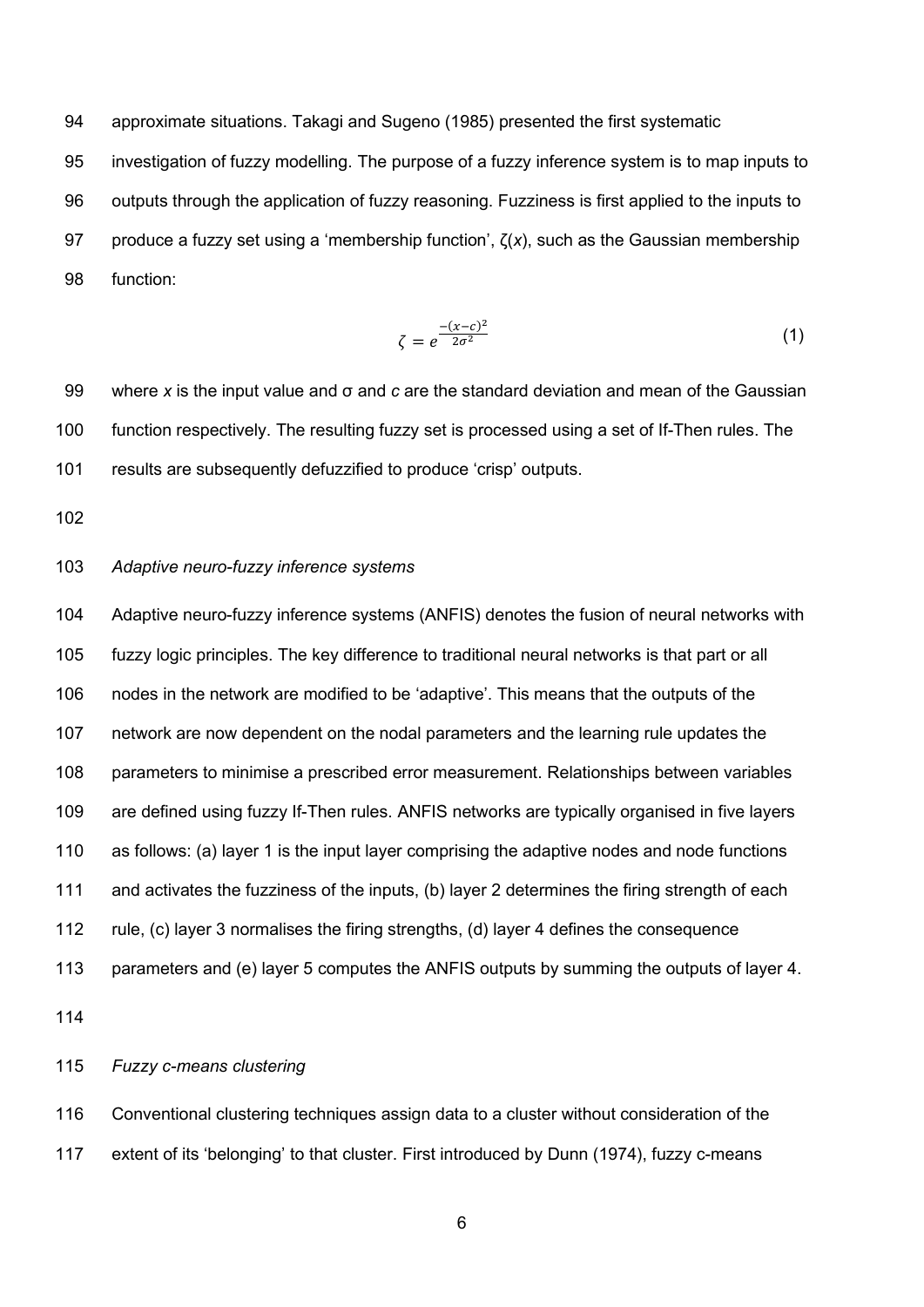approximate situations. Takagi and Sugeno (1985) presented the first systematic investigation of fuzzy modelling. The purpose of a fuzzy inference system is to map inputs to outputs through the application of fuzzy reasoning. Fuzziness is first applied to the inputs to produce a fuzzy set using a 'membership function', $\zeta(x)$, such as the Gaussian membership function:

$$\zeta = e^{\frac{-(x-c)^2}{2\sigma^2}} \tag{1}$$

where $x$ is the input value and $\sigma$ and $c$ are the standard deviation and mean of the Gaussian function respectively. The resulting fuzzy set is processed using a set of If-Then rules. The results are subsequently defuzzified to produce 'crisp' outputs.

*Adaptive neuro-fuzzy inference systems*

Adaptive neuro-fuzzy inference systems (ANFIS) denotes the fusion of neural networks with fuzzy logic principles. The key difference to traditional neural networks is that part or all nodes in the network are modified to be 'adaptive'. This means that the outputs of the network are now dependent on the nodal parameters and the learning rule updates the parameters to minimise a prescribed error measurement. Relationships between variables are defined using fuzzy If-Then rules. ANFIS networks are typically organised in five layers as follows: (a) layer 1 is the input layer comprising the adaptive nodes and node functions and activates the fuzziness of the inputs, (b) layer 2 determines the firing strength of each rule, (c) layer 3 normalises the firing strengths, (d) layer 4 defines the consequence parameters and (e) layer 5 computes the ANFIS outputs by summing the outputs of layer 4.

*Fuzzy c-means clustering*

Conventional clustering techniques assign data to a cluster without consideration of the extent of its 'belonging' to that cluster. First introduced by Dunn (1974), fuzzy c-means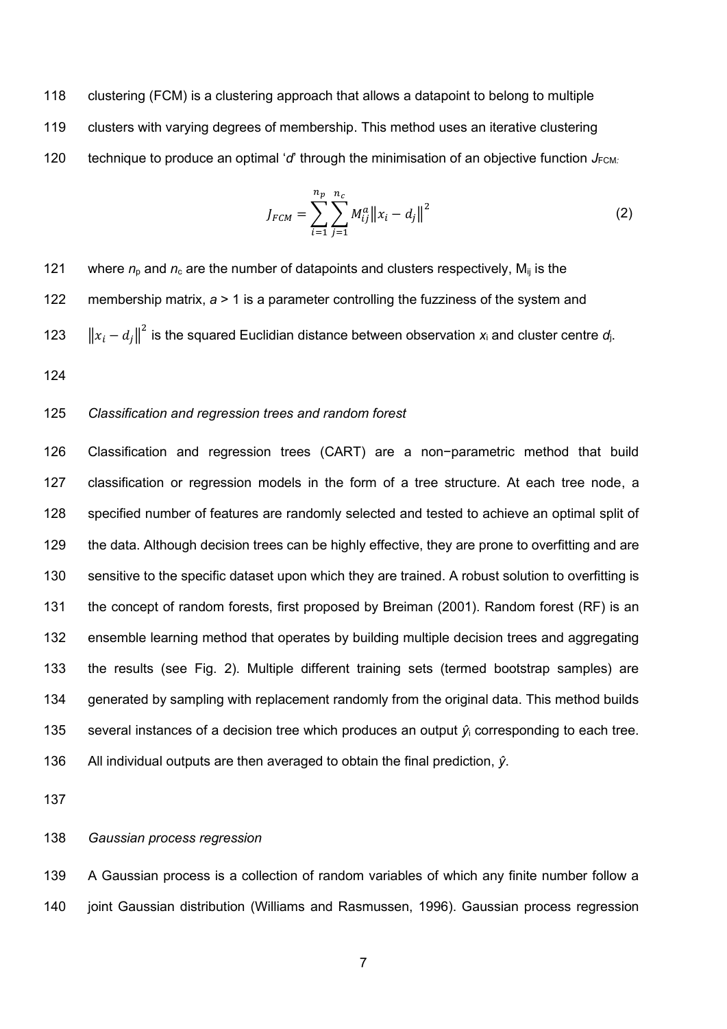clustering (FCM) is a clustering approach that allows a datapoint to belong to multiple clusters with varying degrees of membership. This method uses an iterative clustering technique to produce an optimal '*d*' through the minimisation of an objective function $J_{FCM}$:

$$J_{FCM} = \sum_{i=1}^{n_p} \sum_{j=1}^{n_c} M_{ij}^{a} \left\| x_i - d_j \right\|^2 \tag{2}$$

where $n_p$ and $n_c$ are the number of datapoints and clusters respectively, $M_{ij}$ is the membership matrix, $a > 1$ is a parameter controlling the fuzziness of the system and $\left\| x_i - d_j \right\|^2$ is the squared Euclidian distance between observation $x_i$ and cluster centre $d_j$.

### *Classification and regression trees and random forest*

Classification and regression trees (CART) are a non−parametric method that build classification or regression models in the form of a tree structure. At each tree node, a specified number of features are randomly selected and tested to achieve an optimal split of the data. Although decision trees can be highly effective, they are prone to overfitting and are sensitive to the specific dataset upon which they are trained. A robust solution to overfitting is the concept of random forests, first proposed by Breiman (2001). Random forest (RF) is an ensemble learning method that operates by building multiple decision trees and aggregating the results (see Fig. 2). Multiple different training sets (termed bootstrap samples) are generated by sampling with replacement randomly from the original data. This method builds several instances of a decision tree which produces an output $\hat{y}_i$ corresponding to each tree. All individual outputs are then averaged to obtain the final prediction, $\hat{y}$.

### *Gaussian process regression*

A Gaussian process is a collection of random variables of which any finite number follow a joint Gaussian distribution (Williams and Rasmussen, 1996). Gaussian process regression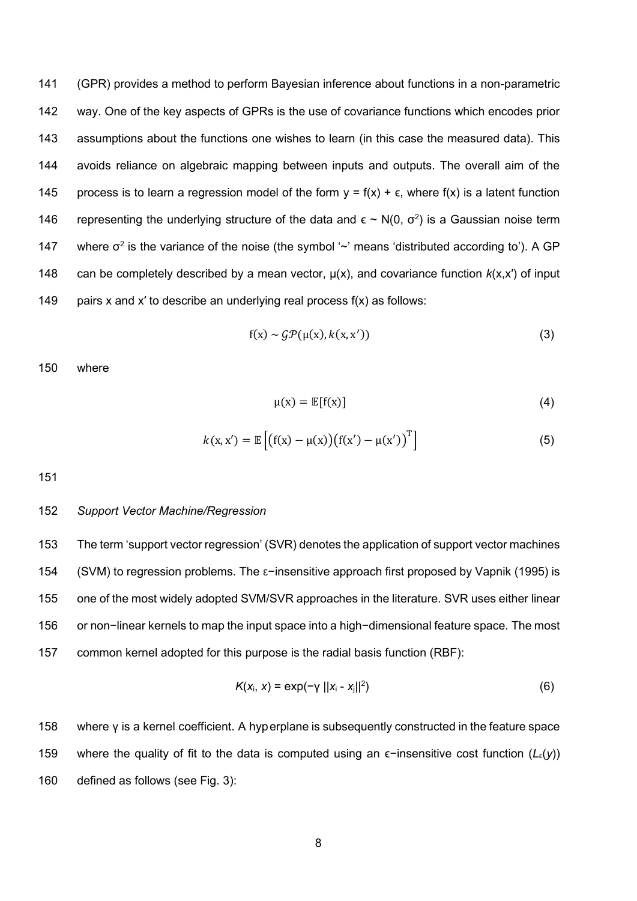(GPR) provides a method to perform Bayesian inference about functions in a non-parametric way. One of the key aspects of GPRs is the use of covariance functions which encodes prior assumptions about the functions one wishes to learn (in this case the measured data). This avoids reliance on algebraic mapping between inputs and outputs. The overall aim of the process is to learn a regression model of the form $y = f(x) + \epsilon$, where $f(x)$ is a latent function representing the underlying structure of the data and $\epsilon \sim N(0, \sigma^2)$ is a Gaussian noise term where $\sigma^2$ is the variance of the noise (the symbol '~' means 'distributed according to'). A GP can be completely described by a mean vector, $\mu(x)$, and covariance function $k(x,x')$ of input pairs x and x′ to describe an underlying real process f(x) as follows:

$$f(x) \sim \mathcal{GP}(\mu(x), k(x, x')) \tag{3}$$

where

$$\mu(x) = \mathbb{E}[f(x)] \tag{4}$$

$$k(x, x') = \mathbb{E}\left[\big(f(x) - \mu(x)\big)\big(f(x') - \mu(x')\big)^{T}\right] \tag{5}$$

*Support Vector Machine/Regression*

The term 'support vector regression' (SVR) denotes the application of support vector machines (SVM) to regression problems. The ε−insensitive approach first proposed by Vapnik (1995) is one of the most widely adopted SVM/SVR approaches in the literature. SVR uses either linear or non−linear kernels to map the input space into a high−dimensional feature space. The most common kernel adopted for this purpose is the radial basis function (RBF):

$$K(x_i, x) = \exp(-\gamma \, ||x_i - x_j||^2) \tag{6}$$

where γ is a kernel coefficient. A hyperplane is subsequently constructed in the feature space where the quality of fit to the data is computed using an ϵ−insensitive cost function ($L_\varepsilon(y)$) defined as follows (see Fig. 3):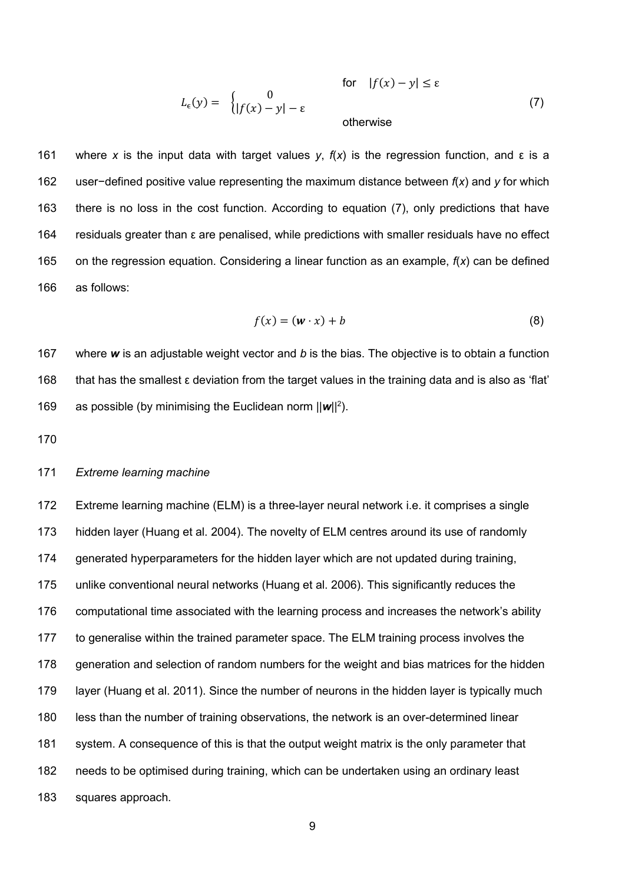$$L_{\epsilon}(y) = \begin{cases} 0 & \text{for} \quad |f(x) - y| \leq \varepsilon \\ |f(x) - y| - \varepsilon & \text{otherwise} \end{cases} \tag{7}$$

where $x$ is the input data with target values $y$, $f(x)$ is the regression function, and $\varepsilon$ is a user−defined positive value representing the maximum distance between $f(x)$ and $y$ for which there is no loss in the cost function. According to equation (7), only predictions that have residuals greater than $\varepsilon$ are penalised, while predictions with smaller residuals have no effect on the regression equation. Considering a linear function as an example, $f(x)$ can be defined as follows:

$$f(x) = (\boldsymbol{w} \cdot x) + b \tag{8}$$

where $\boldsymbol{w}$ is an adjustable weight vector and $b$ is the bias. The objective is to obtain a function that has the smallest $\varepsilon$ deviation from the target values in the training data and is also as 'flat' as possible (by minimising the Euclidean norm $||\boldsymbol{w}||^2$).

*Extreme learning machine*

Extreme learning machine (ELM) is a three-layer neural network i.e. it comprises a single hidden layer (Huang et al. 2004). The novelty of ELM centres around its use of randomly generated hyperparameters for the hidden layer which are not updated during training, unlike conventional neural networks (Huang et al. 2006). This significantly reduces the computational time associated with the learning process and increases the network's ability to generalise within the trained parameter space. The ELM training process involves the generation and selection of random numbers for the weight and bias matrices for the hidden layer (Huang et al. 2011). Since the number of neurons in the hidden layer is typically much less than the number of training observations, the network is an over-determined linear system. A consequence of this is that the output weight matrix is the only parameter that needs to be optimised during training, which can be undertaken using an ordinary least squares approach.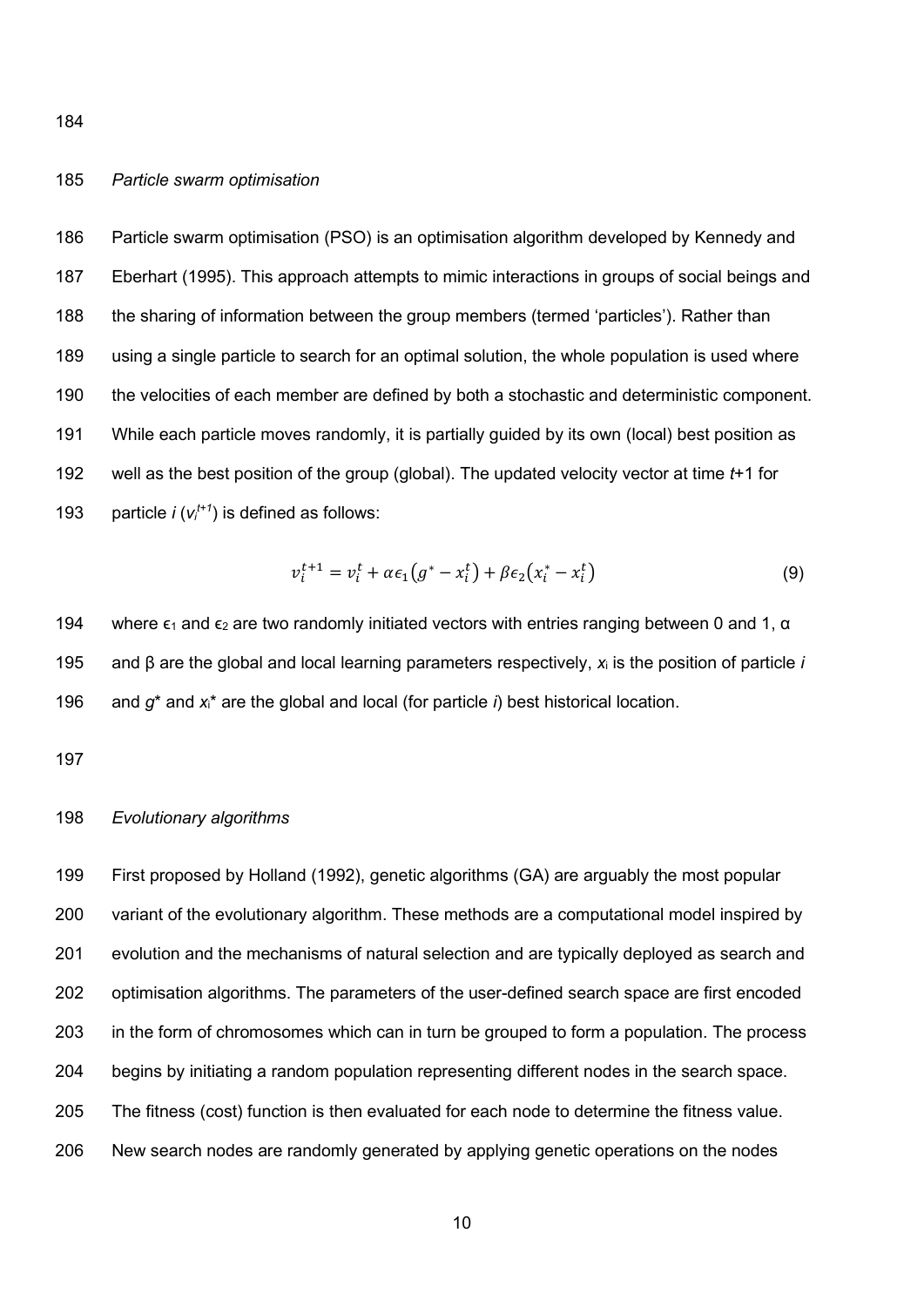*Particle swarm optimisation*

Particle swarm optimisation (PSO) is an optimisation algorithm developed by Kennedy and Eberhart (1995). This approach attempts to mimic interactions in groups of social beings and the sharing of information between the group members (termed 'particles'). Rather than using a single particle to search for an optimal solution, the whole population is used where the velocities of each member are defined by both a stochastic and deterministic component. While each particle moves randomly, it is partially guided by its own (local) best position as well as the best position of the group (global). The updated velocity vector at time $t$+1 for particle $i$ ($v_i^{t+1}$) is defined as follows:

$$v_i^{t+1} = v_i^t + \alpha \epsilon_1 (g^* - x_i^t) + \beta \epsilon_2 (x_i^* - x_i^t) \tag{9}$$

where $\epsilon_1$ and $\epsilon_2$ are two randomly initiated vectors with entries ranging between 0 and 1, $\alpha$ and $\beta$ are the global and local learning parameters respectively, $x_i$ is the position of particle $i$ and $g^*$ and $x_i^*$ are the global and local (for particle $i$) best historical location.

*Evolutionary algorithms*

First proposed by Holland (1992), genetic algorithms (GA) are arguably the most popular variant of the evolutionary algorithm. These methods are a computational model inspired by evolution and the mechanisms of natural selection and are typically deployed as search and optimisation algorithms. The parameters of the user-defined search space are first encoded in the form of chromosomes which can in turn be grouped to form a population. The process begins by initiating a random population representing different nodes in the search space. The fitness (cost) function is then evaluated for each node to determine the fitness value. New search nodes are randomly generated by applying genetic operations on the nodes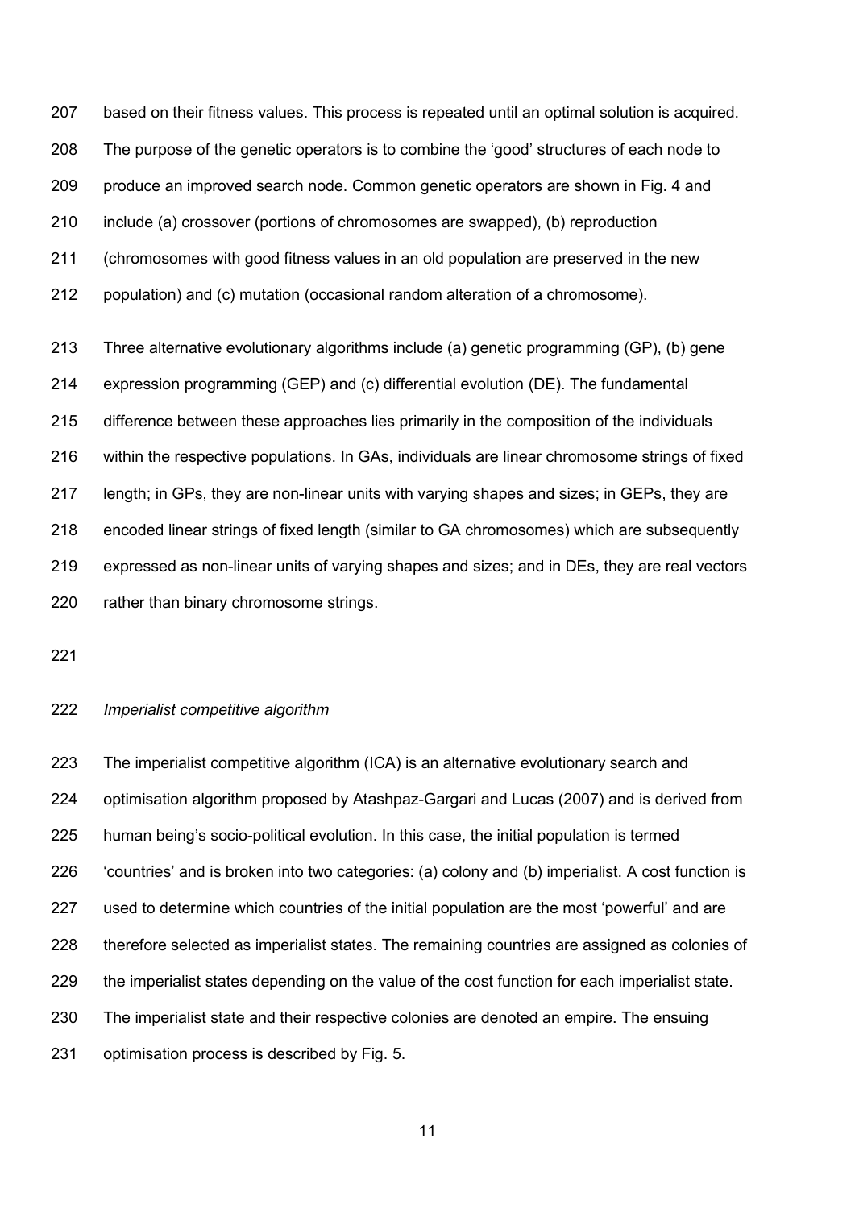based on their fitness values. This process is repeated until an optimal solution is acquired. The purpose of the genetic operators is to combine the 'good' structures of each node to produce an improved search node. Common genetic operators are shown in Fig. 4 and include (a) crossover (portions of chromosomes are swapped), (b) reproduction (chromosomes with good fitness values in an old population are preserved in the new population) and (c) mutation (occasional random alteration of a chromosome).

Three alternative evolutionary algorithms include (a) genetic programming (GP), (b) gene expression programming (GEP) and (c) differential evolution (DE). The fundamental difference between these approaches lies primarily in the composition of the individuals within the respective populations. In GAs, individuals are linear chromosome strings of fixed length; in GPs, they are non-linear units with varying shapes and sizes; in GEPs, they are encoded linear strings of fixed length (similar to GA chromosomes) which are subsequently expressed as non-linear units of varying shapes and sizes; and in DEs, they are real vectors rather than binary chromosome strings.

*Imperialist competitive algorithm*

The imperialist competitive algorithm (ICA) is an alternative evolutionary search and optimisation algorithm proposed by Atashpaz-Gargari and Lucas (2007) and is derived from human being's socio-political evolution. In this case, the initial population is termed 'countries' and is broken into two categories: (a) colony and (b) imperialist. A cost function is used to determine which countries of the initial population are the most 'powerful' and are therefore selected as imperialist states. The remaining countries are assigned as colonies of the imperialist states depending on the value of the cost function for each imperialist state. The imperialist state and their respective colonies are denoted an empire. The ensuing optimisation process is described by Fig. 5.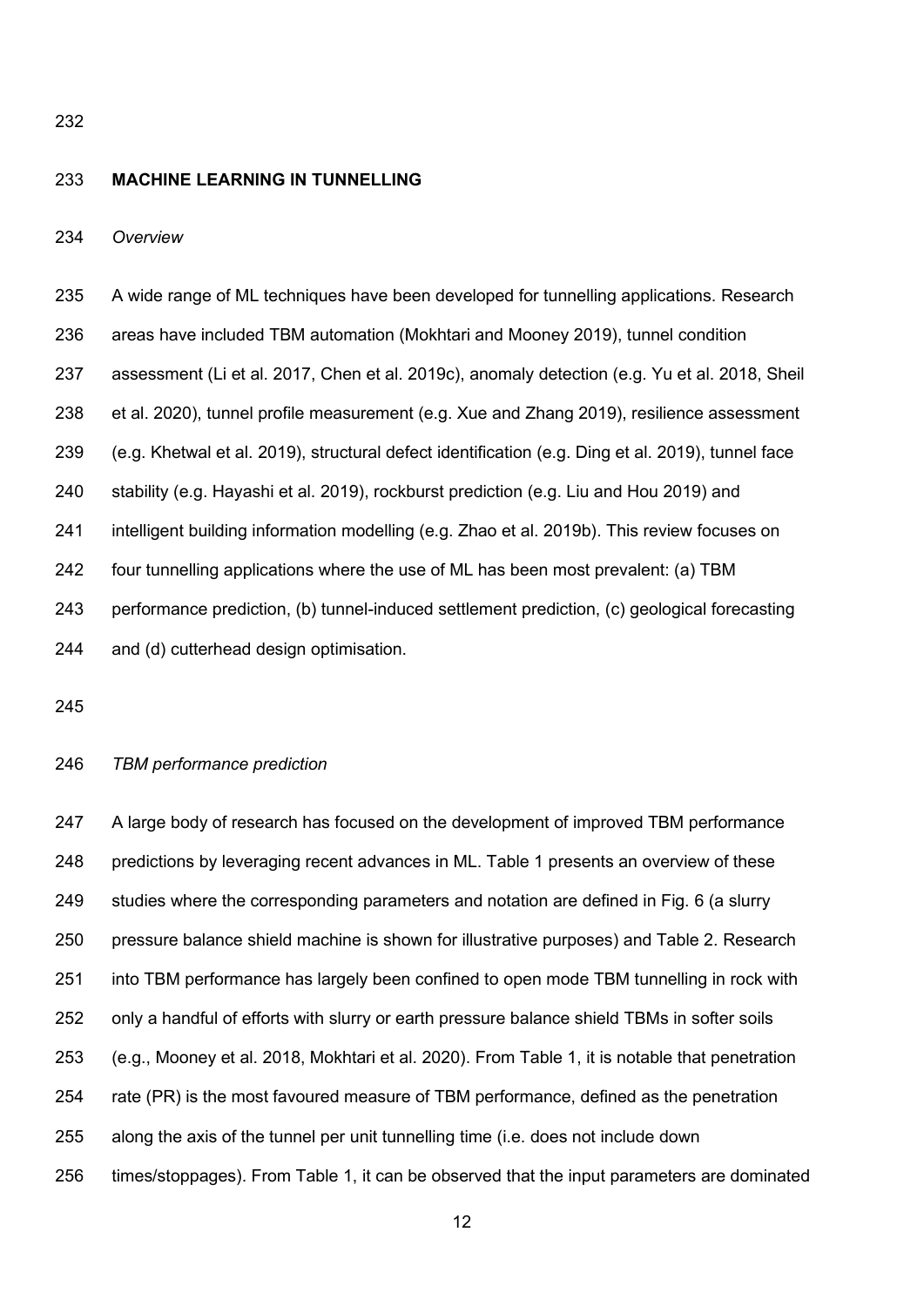## MACHINE LEARNING IN TUNNELLING

### *Overview*

A wide range of ML techniques have been developed for tunnelling applications. Research areas have included TBM automation (Mokhtari and Mooney 2019), tunnel condition assessment (Li et al. 2017, Chen et al. 2019c), anomaly detection (e.g. Yu et al. 2018, Sheil et al. 2020), tunnel profile measurement (e.g. Xue and Zhang 2019), resilience assessment (e.g. Khetwal et al. 2019), structural defect identification (e.g. Ding et al. 2019), tunnel face stability (e.g. Hayashi et al. 2019), rockburst prediction (e.g. Liu and Hou 2019) and intelligent building information modelling (e.g. Zhao et al. 2019b). This review focuses on four tunnelling applications where the use of ML has been most prevalent: (a) TBM performance prediction, (b) tunnel-induced settlement prediction, (c) geological forecasting and (d) cutterhead design optimisation.

### *TBM performance prediction*

A large body of research has focused on the development of improved TBM performance predictions by leveraging recent advances in ML. Table 1 presents an overview of these studies where the corresponding parameters and notation are defined in Fig. 6 (a slurry pressure balance shield machine is shown for illustrative purposes) and Table 2. Research into TBM performance has largely been confined to open mode TBM tunnelling in rock with only a handful of efforts with slurry or earth pressure balance shield TBMs in softer soils (e.g., Mooney et al. 2018, Mokhtari et al. 2020). From Table 1, it is notable that penetration rate (PR) is the most favoured measure of TBM performance, defined as the penetration along the axis of the tunnel per unit tunnelling time (i.e. does not include down times/stoppages). From Table 1, it can be observed that the input parameters are dominated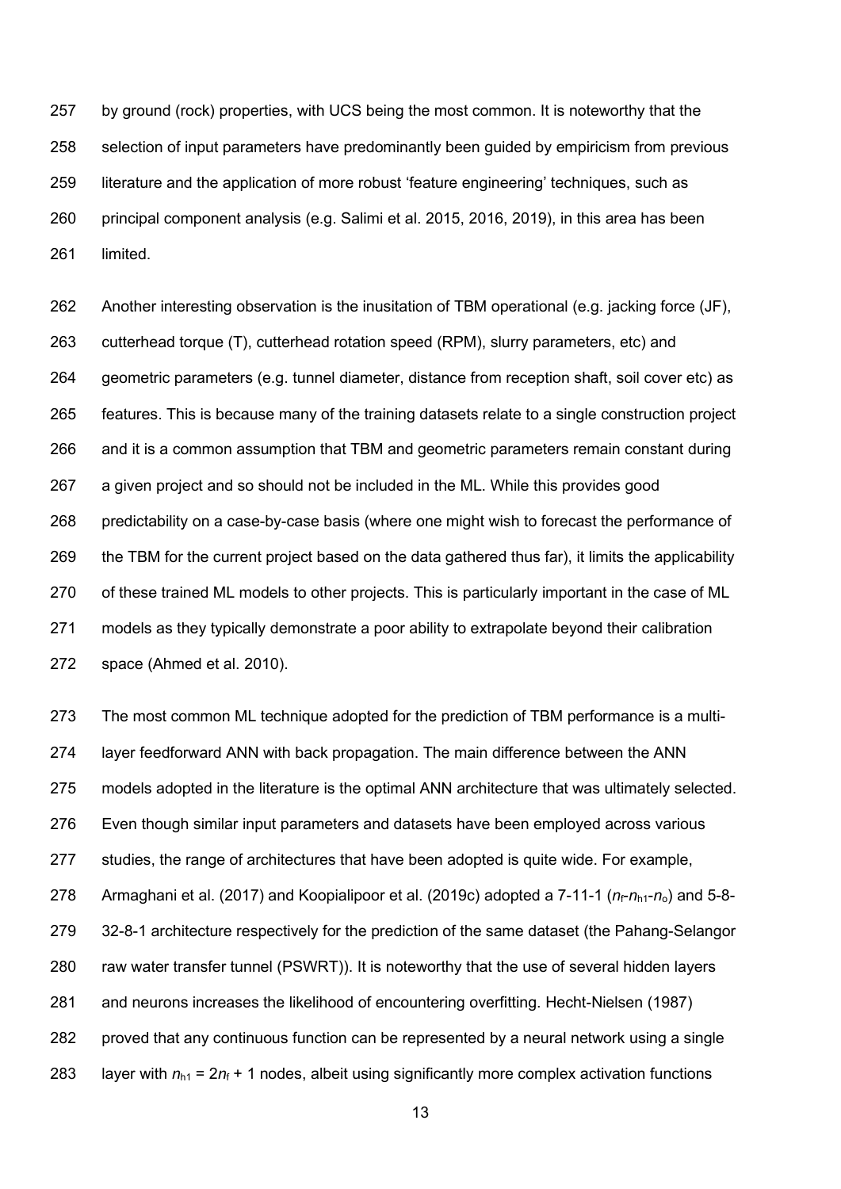by ground (rock) properties, with UCS being the most common. It is noteworthy that the selection of input parameters have predominantly been guided by empiricism from previous literature and the application of more robust 'feature engineering' techniques, such as principal component analysis (e.g. Salimi et al. 2015, 2016, 2019), in this area has been limited.

Another interesting observation is the inusitation of TBM operational (e.g. jacking force (JF), cutterhead torque (T), cutterhead rotation speed (RPM), slurry parameters, etc) and geometric parameters (e.g. tunnel diameter, distance from reception shaft, soil cover etc) as features. This is because many of the training datasets relate to a single construction project and it is a common assumption that TBM and geometric parameters remain constant during a given project and so should not be included in the ML. While this provides good predictability on a case-by-case basis (where one might wish to forecast the performance of the TBM for the current project based on the data gathered thus far), it limits the applicability of these trained ML models to other projects. This is particularly important in the case of ML models as they typically demonstrate a poor ability to extrapolate beyond their calibration space (Ahmed et al. 2010).

The most common ML technique adopted for the prediction of TBM performance is a multi-layer feedforward ANN with back propagation. The main difference between the ANN models adopted in the literature is the optimal ANN architecture that was ultimately selected. Even though similar input parameters and datasets have been employed across various studies, the range of architectures that have been adopted is quite wide. For example, Armaghani et al. (2017) and Koopialipoor et al. (2019c) adopted a 7-11-1 ($n_f$-$n_{h1}$-$n_o$) and 5-8-32-8-1 architecture respectively for the prediction of the same dataset (the Pahang-Selangor raw water transfer tunnel (PSWRT)). It is noteworthy that the use of several hidden layers and neurons increases the likelihood of encountering overfitting. Hecht-Nielsen (1987) proved that any continuous function can be represented by a neural network using a single layer with $n_{h1} = 2n_f + 1$ nodes, albeit using significantly more complex activation functions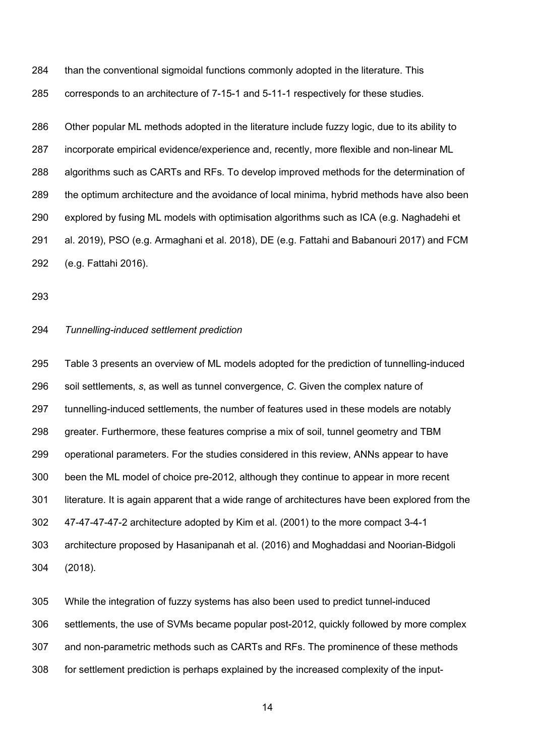than the conventional sigmoidal functions commonly adopted in the literature. This corresponds to an architecture of 7-15-1 and 5-11-1 respectively for these studies.

Other popular ML methods adopted in the literature include fuzzy logic, due to its ability to incorporate empirical evidence/experience and, recently, more flexible and non-linear ML algorithms such as CARTs and RFs. To develop improved methods for the determination of the optimum architecture and the avoidance of local minima, hybrid methods have also been explored by fusing ML models with optimisation algorithms such as ICA (e.g. Naghadehi et al. 2019), PSO (e.g. Armaghani et al. 2018), DE (e.g. Fattahi and Babanouri 2017) and FCM (e.g. Fattahi 2016).

*Tunnelling-induced settlement prediction*

Table 3 presents an overview of ML models adopted for the prediction of tunnelling-induced soil settlements, $s$, as well as tunnel convergence, $C$. Given the complex nature of tunnelling-induced settlements, the number of features used in these models are notably greater. Furthermore, these features comprise a mix of soil, tunnel geometry and TBM operational parameters. For the studies considered in this review, ANNs appear to have been the ML model of choice pre-2012, although they continue to appear in more recent literature. It is again apparent that a wide range of architectures have been explored from the 47-47-47-47-2 architecture adopted by Kim et al. (2001) to the more compact 3-4-1 architecture proposed by Hasanipanah et al. (2016) and Moghaddasi and Noorian-Bidgoli (2018).

While the integration of fuzzy systems has also been used to predict tunnel-induced settlements, the use of SVMs became popular post-2012, quickly followed by more complex and non-parametric methods such as CARTs and RFs. The prominence of these methods for settlement prediction is perhaps explained by the increased complexity of the input-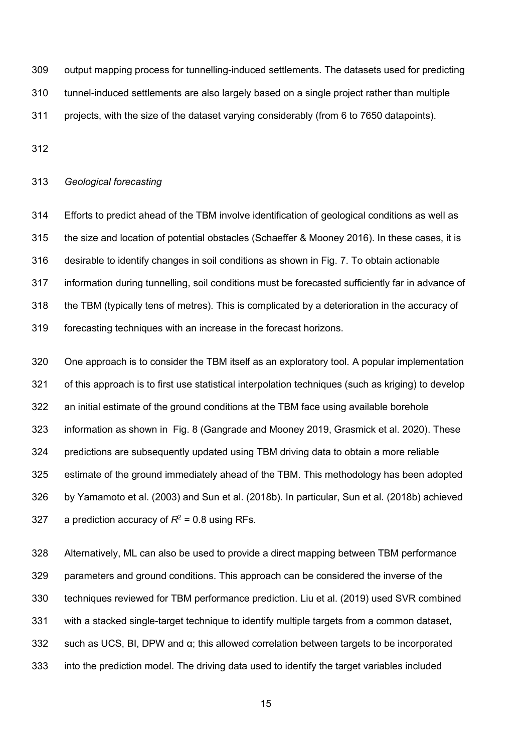output mapping process for tunnelling-induced settlements. The datasets used for predicting tunnel-induced settlements are also largely based on a single project rather than multiple projects, with the size of the dataset varying considerably (from 6 to 7650 datapoints).

### *Geological forecasting*

Efforts to predict ahead of the TBM involve identification of geological conditions as well as the size and location of potential obstacles (Schaeffer & Mooney 2016). In these cases, it is desirable to identify changes in soil conditions as shown in Fig. 7. To obtain actionable information during tunnelling, soil conditions must be forecasted sufficiently far in advance of the TBM (typically tens of metres). This is complicated by a deterioration in the accuracy of forecasting techniques with an increase in the forecast horizons.

One approach is to consider the TBM itself as an exploratory tool. A popular implementation of this approach is to first use statistical interpolation techniques (such as kriging) to develop an initial estimate of the ground conditions at the TBM face using available borehole information as shown in Fig. 8 (Gangrade and Mooney 2019, Grasmick et al. 2020). These predictions are subsequently updated using TBM driving data to obtain a more reliable estimate of the ground immediately ahead of the TBM. This methodology has been adopted by Yamamoto et al. (2003) and Sun et al. (2018b). In particular, Sun et al. (2018b) achieved a prediction accuracy of $R^2$ = 0.8 using RFs.

Alternatively, ML can also be used to provide a direct mapping between TBM performance parameters and ground conditions. This approach can be considered the inverse of the techniques reviewed for TBM performance prediction. Liu et al. (2019) used SVR combined with a stacked single-target technique to identify multiple targets from a common dataset, such as UCS, BI, DPW and α; this allowed correlation between targets to be incorporated into the prediction model. The driving data used to identify the target variables included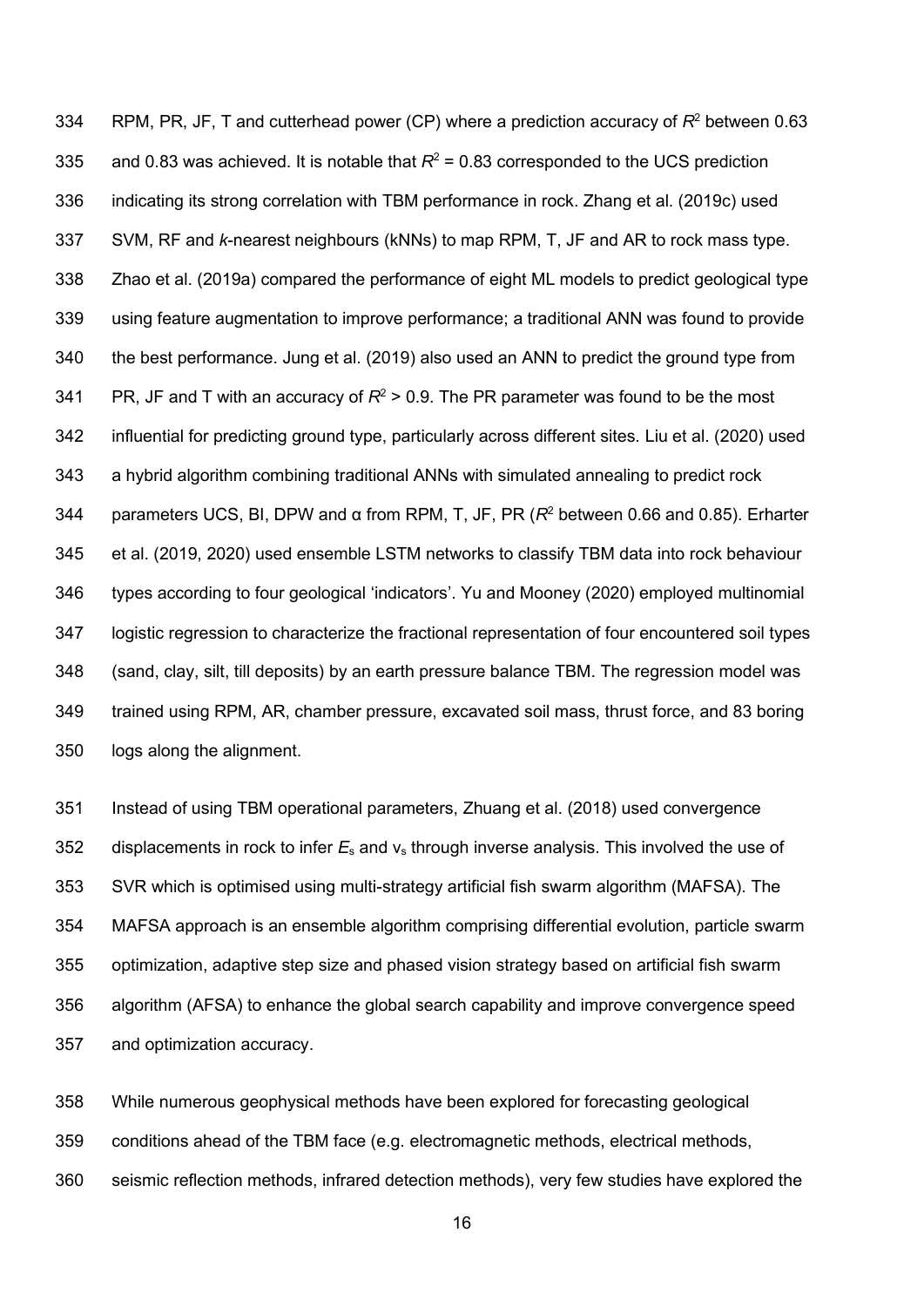RPM, PR, JF, T and cutterhead power (CP) where a prediction accuracy of $R^2$ between 0.63 and 0.83 was achieved. It is notable that $R^2$ = 0.83 corresponded to the UCS prediction indicating its strong correlation with TBM performance in rock. Zhang et al. (2019c) used SVM, RF and *k*-nearest neighbours (kNNs) to map RPM, T, JF and AR to rock mass type. Zhao et al. (2019a) compared the performance of eight ML models to predict geological type using feature augmentation to improve performance; a traditional ANN was found to provide the best performance. Jung et al. (2019) also used an ANN to predict the ground type from PR, JF and T with an accuracy of $R^2$ > 0.9. The PR parameter was found to be the most influential for predicting ground type, particularly across different sites. Liu et al. (2020) used a hybrid algorithm combining traditional ANNs with simulated annealing to predict rock parameters UCS, BI, DPW and α from RPM, T, JF, PR ($R^2$ between 0.66 and 0.85). Erharter et al. (2019, 2020) used ensemble LSTM networks to classify TBM data into rock behaviour types according to four geological 'indicators'. Yu and Mooney (2020) employed multinomial logistic regression to characterize the fractional representation of four encountered soil types (sand, clay, silt, till deposits) by an earth pressure balance TBM. The regression model was trained using RPM, AR, chamber pressure, excavated soil mass, thrust force, and 83 boring logs along the alignment.

Instead of using TBM operational parameters, Zhuang et al. (2018) used convergence displacements in rock to infer $E_s$ and $v_s$ through inverse analysis. This involved the use of SVR which is optimised using multi-strategy artificial fish swarm algorithm (MAFSA). The MAFSA approach is an ensemble algorithm comprising differential evolution, particle swarm optimization, adaptive step size and phased vision strategy based on artificial fish swarm algorithm (AFSA) to enhance the global search capability and improve convergence speed and optimization accuracy.

While numerous geophysical methods have been explored for forecasting geological conditions ahead of the TBM face (e.g. electromagnetic methods, electrical methods, seismic reflection methods, infrared detection methods), very few studies have explored the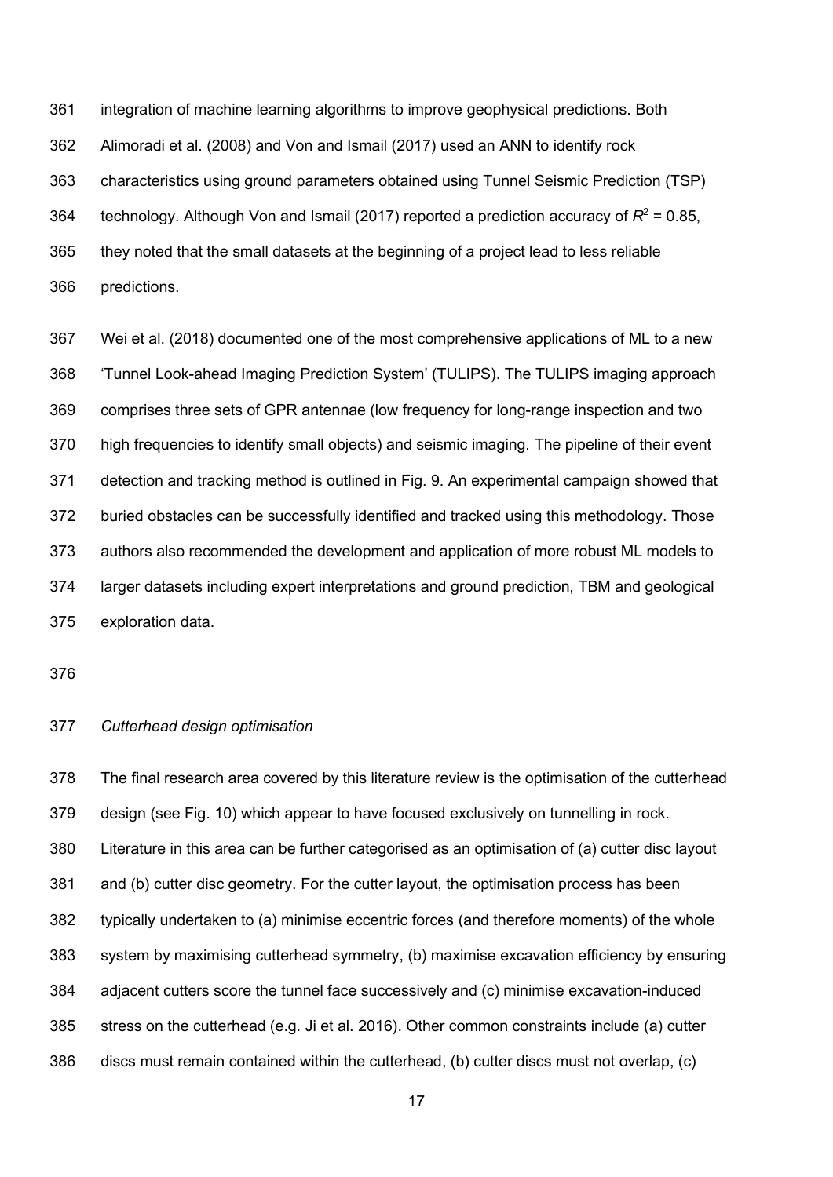integration of machine learning algorithms to improve geophysical predictions. Both Alimoradi et al. (2008) and Von and Ismail (2017) used an ANN to identify rock characteristics using ground parameters obtained using Tunnel Seismic Prediction (TSP) technology. Although Von and Ismail (2017) reported a prediction accuracy of $R^2 = 0.85$, they noted that the small datasets at the beginning of a project lead to less reliable predictions.

Wei et al. (2018) documented one of the most comprehensive applications of ML to a new 'Tunnel Look-ahead Imaging Prediction System' (TULIPS). The TULIPS imaging approach comprises three sets of GPR antennae (low frequency for long-range inspection and two high frequencies to identify small objects) and seismic imaging. The pipeline of their event detection and tracking method is outlined in Fig. 9. An experimental campaign showed that buried obstacles can be successfully identified and tracked using this methodology. Those authors also recommended the development and application of more robust ML models to larger datasets including expert interpretations and ground prediction, TBM and geological exploration data.

*Cutterhead design optimisation*

The final research area covered by this literature review is the optimisation of the cutterhead design (see Fig. 10) which appear to have focused exclusively on tunnelling in rock. Literature in this area can be further categorised as an optimisation of (a) cutter disc layout and (b) cutter disc geometry. For the cutter layout, the optimisation process has been typically undertaken to (a) minimise eccentric forces (and therefore moments) of the whole system by maximising cutterhead symmetry, (b) maximise excavation efficiency by ensuring adjacent cutters score the tunnel face successively and (c) minimise excavation-induced stress on the cutterhead (e.g. Ji et al. 2016). Other common constraints include (a) cutter discs must remain contained within the cutterhead, (b) cutter discs must not overlap, (c)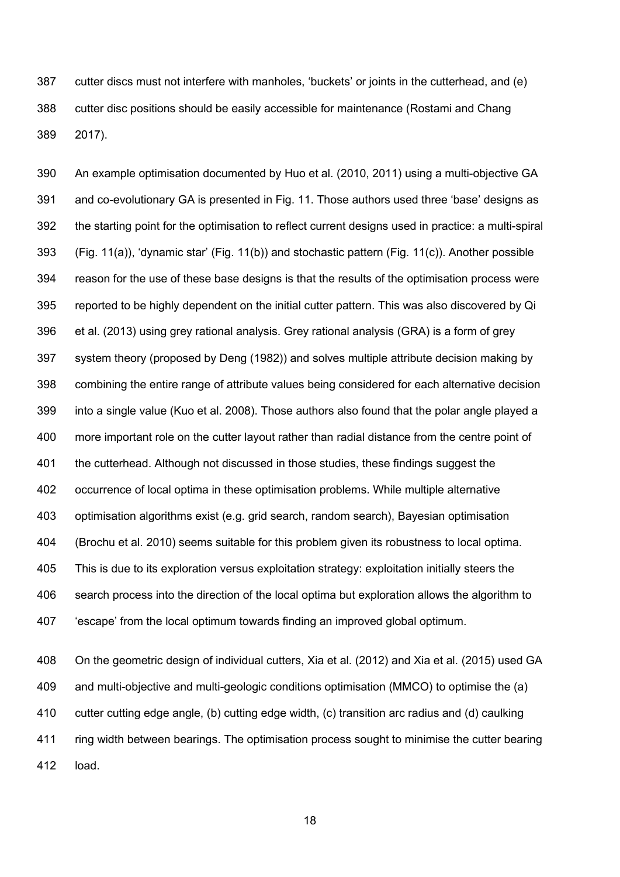cutter discs must not interfere with manholes, 'buckets' or joints in the cutterhead, and (e) cutter disc positions should be easily accessible for maintenance (Rostami and Chang 2017).

An example optimisation documented by Huo et al. (2010, 2011) using a multi-objective GA and co-evolutionary GA is presented in Fig. 11. Those authors used three 'base' designs as the starting point for the optimisation to reflect current designs used in practice: a multi-spiral (Fig. 11(a)), 'dynamic star' (Fig. 11(b)) and stochastic pattern (Fig. 11(c)). Another possible reason for the use of these base designs is that the results of the optimisation process were reported to be highly dependent on the initial cutter pattern. This was also discovered by Qi et al. (2013) using grey rational analysis. Grey rational analysis (GRA) is a form of grey system theory (proposed by Deng (1982)) and solves multiple attribute decision making by combining the entire range of attribute values being considered for each alternative decision into a single value (Kuo et al. 2008). Those authors also found that the polar angle played a more important role on the cutter layout rather than radial distance from the centre point of the cutterhead. Although not discussed in those studies, these findings suggest the occurrence of local optima in these optimisation problems. While multiple alternative optimisation algorithms exist (e.g. grid search, random search), Bayesian optimisation (Brochu et al. 2010) seems suitable for this problem given its robustness to local optima. This is due to its exploration versus exploitation strategy: exploitation initially steers the search process into the direction of the local optima but exploration allows the algorithm to 'escape' from the local optimum towards finding an improved global optimum.

On the geometric design of individual cutters, Xia et al. (2012) and Xia et al. (2015) used GA and multi-objective and multi-geologic conditions optimisation (MMCO) to optimise the (a) cutter cutting edge angle, (b) cutting edge width, (c) transition arc radius and (d) caulking ring width between bearings. The optimisation process sought to minimise the cutter bearing load.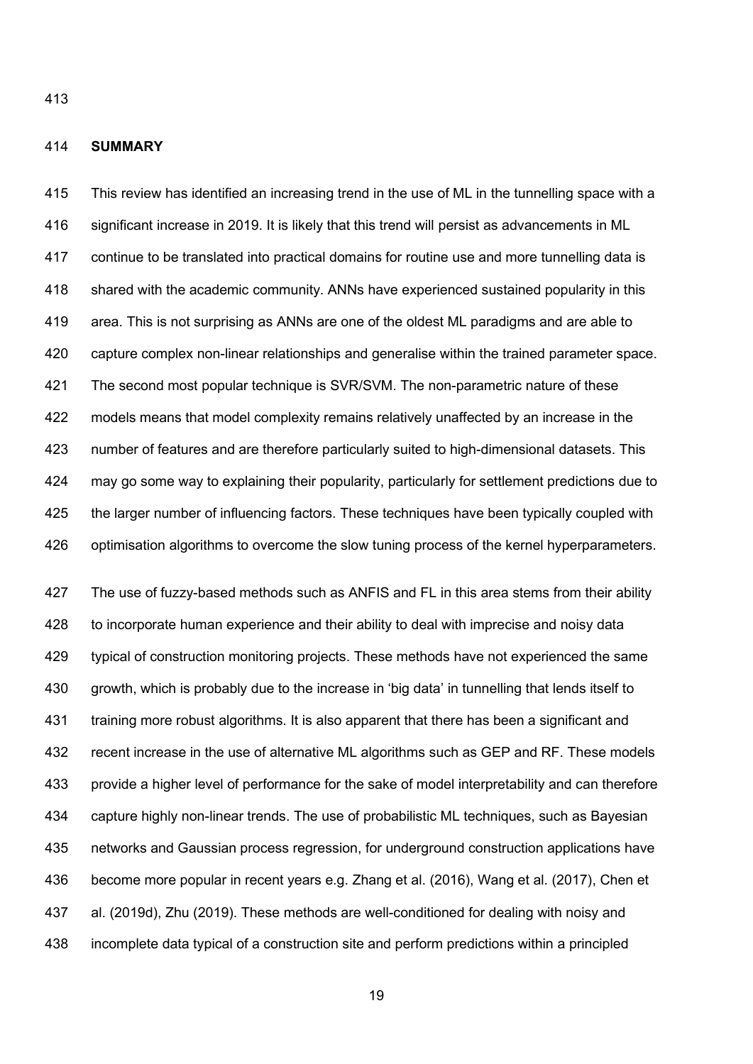## SUMMARY

This review has identified an increasing trend in the use of ML in the tunnelling space with a significant increase in 2019. It is likely that this trend will persist as advancements in ML continue to be translated into practical domains for routine use and more tunnelling data is shared with the academic community. ANNs have experienced sustained popularity in this area. This is not surprising as ANNs are one of the oldest ML paradigms and are able to capture complex non-linear relationships and generalise within the trained parameter space. The second most popular technique is SVR/SVM. The non-parametric nature of these models means that model complexity remains relatively unaffected by an increase in the number of features and are therefore particularly suited to high-dimensional datasets. This may go some way to explaining their popularity, particularly for settlement predictions due to the larger number of influencing factors. These techniques have been typically coupled with optimisation algorithms to overcome the slow tuning process of the kernel hyperparameters.

The use of fuzzy-based methods such as ANFIS and FL in this area stems from their ability to incorporate human experience and their ability to deal with imprecise and noisy data typical of construction monitoring projects. These methods have not experienced the same growth, which is probably due to the increase in 'big data' in tunnelling that lends itself to training more robust algorithms. It is also apparent that there has been a significant and recent increase in the use of alternative ML algorithms such as GEP and RF. These models provide a higher level of performance for the sake of model interpretability and can therefore capture highly non-linear trends. The use of probabilistic ML techniques, such as Bayesian networks and Gaussian process regression, for underground construction applications have become more popular in recent years e.g. Zhang et al. (2016), Wang et al. (2017), Chen et al. (2019d), Zhu (2019). These methods are well-conditioned for dealing with noisy and incomplete data typical of a construction site and perform predictions within a principled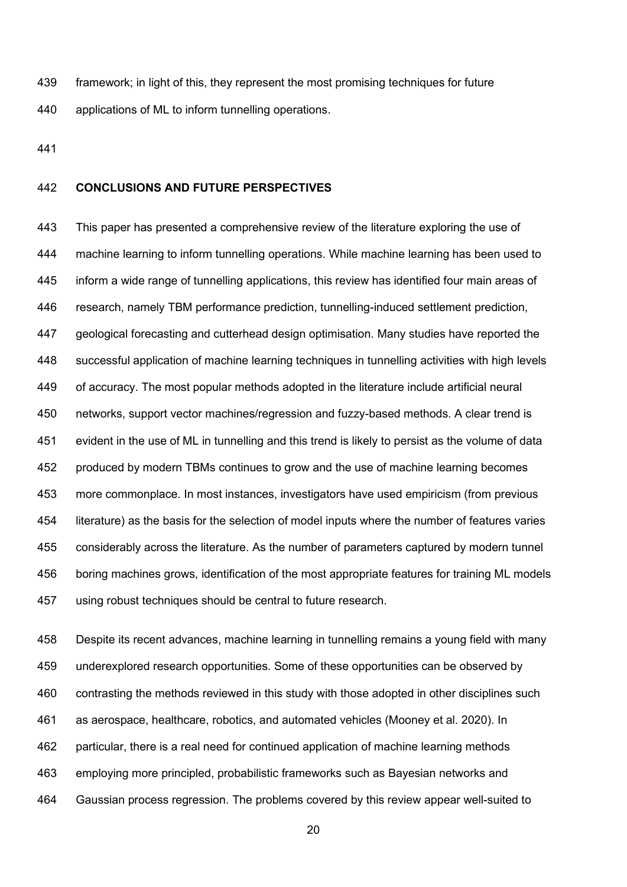framework; in light of this, they represent the most promising techniques for future applications of ML to inform tunnelling operations.

## CONCLUSIONS AND FUTURE PERSPECTIVES

This paper has presented a comprehensive review of the literature exploring the use of machine learning to inform tunnelling operations. While machine learning has been used to inform a wide range of tunnelling applications, this review has identified four main areas of research, namely TBM performance prediction, tunnelling-induced settlement prediction, geological forecasting and cutterhead design optimisation. Many studies have reported the successful application of machine learning techniques in tunnelling activities with high levels of accuracy. The most popular methods adopted in the literature include artificial neural networks, support vector machines/regression and fuzzy-based methods. A clear trend is evident in the use of ML in tunnelling and this trend is likely to persist as the volume of data produced by modern TBMs continues to grow and the use of machine learning becomes more commonplace. In most instances, investigators have used empiricism (from previous literature) as the basis for the selection of model inputs where the number of features varies considerably across the literature. As the number of parameters captured by modern tunnel boring machines grows, identification of the most appropriate features for training ML models using robust techniques should be central to future research.

Despite its recent advances, machine learning in tunnelling remains a young field with many underexplored research opportunities. Some of these opportunities can be observed by contrasting the methods reviewed in this study with those adopted in other disciplines such as aerospace, healthcare, robotics, and automated vehicles (Mooney et al. 2020). In particular, there is a real need for continued application of machine learning methods employing more principled, probabilistic frameworks such as Bayesian networks and Gaussian process regression. The problems covered by this review appear well-suited to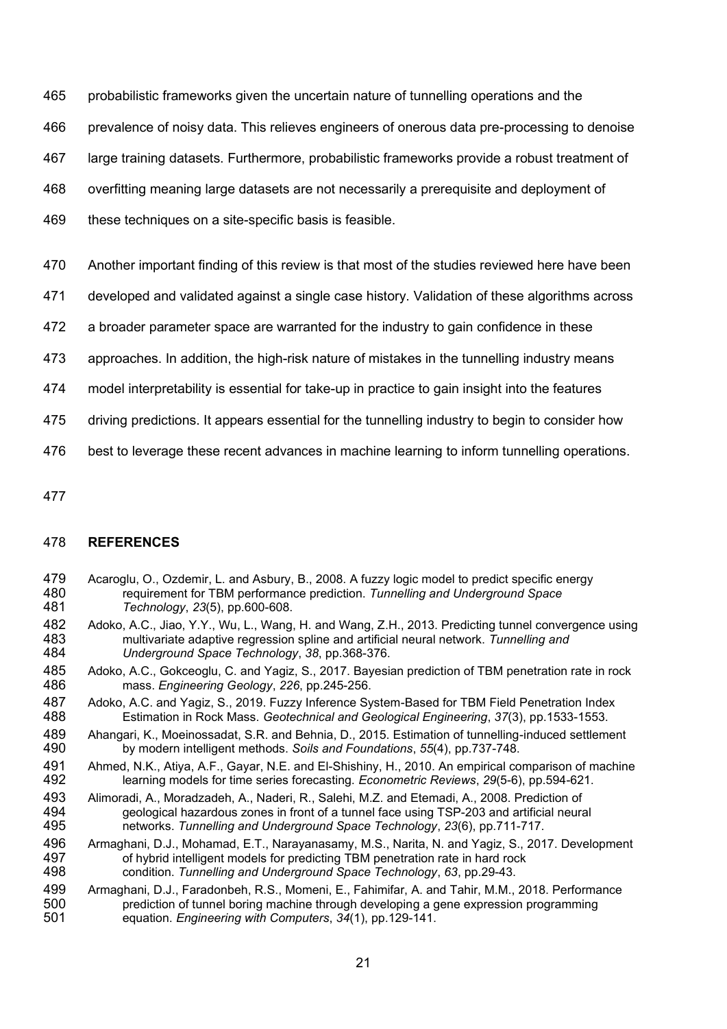probabilistic frameworks given the uncertain nature of tunnelling operations and the prevalence of noisy data. This relieves engineers of onerous data pre-processing to denoise large training datasets. Furthermore, probabilistic frameworks provide a robust treatment of overfitting meaning large datasets are not necessarily a prerequisite and deployment of these techniques on a site-specific basis is feasible.

Another important finding of this review is that most of the studies reviewed here have been developed and validated against a single case history. Validation of these algorithms across a broader parameter space are warranted for the industry to gain confidence in these approaches. In addition, the high-risk nature of mistakes in the tunnelling industry means model interpretability is essential for take-up in practice to gain insight into the features driving predictions. It appears essential for the tunnelling industry to begin to consider how best to leverage these recent advances in machine learning to inform tunnelling operations.

## REFERENCES

Acaroglu, O., Ozdemir, L. and Asbury, B., 2008. A fuzzy logic model to predict specific energy requirement for TBM performance prediction. *Tunnelling and Underground Space Technology*, *23*(5), pp.600-608.

Adoko, A.C., Jiao, Y.Y., Wu, L., Wang, H. and Wang, Z.H., 2013. Predicting tunnel convergence using multivariate adaptive regression spline and artificial neural network. *Tunnelling and Underground Space Technology*, *38*, pp.368-376.

Adoko, A.C., Gokceoglu, C. and Yagiz, S., 2017. Bayesian prediction of TBM penetration rate in rock mass. *Engineering Geology*, *226*, pp.245-256.

Adoko, A.C. and Yagiz, S., 2019. Fuzzy Inference System-Based for TBM Field Penetration Index Estimation in Rock Mass. *Geotechnical and Geological Engineering*, *37*(3), pp.1533-1553.

Ahangari, K., Moeinossadat, S.R. and Behnia, D., 2015. Estimation of tunnelling-induced settlement by modern intelligent methods. *Soils and Foundations*, *55*(4), pp.737-748.

Ahmed, N.K., Atiya, A.F., Gayar, N.E. and El-Shishiny, H., 2010. An empirical comparison of machine learning models for time series forecasting. *Econometric Reviews*, *29*(5-6), pp.594-621.

Alimoradi, A., Moradzadeh, A., Naderi, R., Salehi, M.Z. and Etemadi, A., 2008. Prediction of geological hazardous zones in front of a tunnel face using TSP-203 and artificial neural networks. *Tunnelling and Underground Space Technology*, *23*(6), pp.711-717.

Armaghani, D.J., Mohamad, E.T., Narayanasamy, M.S., Narita, N. and Yagiz, S., 2017. Development of hybrid intelligent models for predicting TBM penetration rate in hard rock condition. *Tunnelling and Underground Space Technology*, *63*, pp.29-43.

Armaghani, D.J., Faradonbeh, R.S., Momeni, E., Fahimifar, A. and Tahir, M.M., 2018. Performance prediction of tunnel boring machine through developing a gene expression programming equation. *Engineering with Computers*, *34*(1), pp.129-141.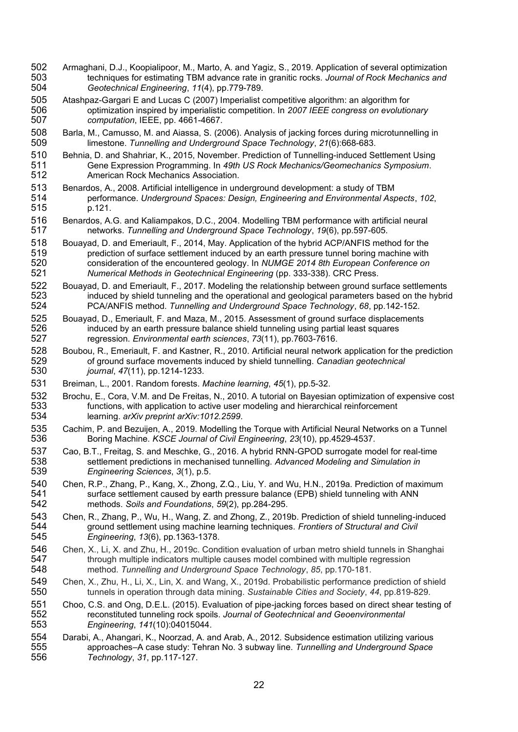Armaghani, D.J., Koopialipoor, M., Marto, A. and Yagiz, S., 2019. Application of several optimization techniques for estimating TBM advance rate in granitic rocks. *Journal of Rock Mechanics and Geotechnical Engineering*, *11*(4), pp.779-789.

Atashpaz-Gargari E and Lucas C (2007) Imperialist competitive algorithm: an algorithm for optimization inspired by imperialistic competition. In *2007 IEEE congress on evolutionary computation*, IEEE, pp. 4661-4667.

Barla, M., Camusso, M. and Aiassa, S. (2006). Analysis of jacking forces during microtunnelling in limestone. *Tunnelling and Underground Space Technology*, *21*(6):668-683.

Behnia, D. and Shahriar, K., 2015, November. Prediction of Tunnelling-induced Settlement Using Gene Expression Programming. In *49th US Rock Mechanics/Geomechanics Symposium*. American Rock Mechanics Association.

Benardos, A., 2008. Artificial intelligence in underground development: a study of TBM performance. *Underground Spaces: Design, Engineering and Environmental Aspects*, *102*, p.121.

Benardos, A.G. and Kaliampakos, D.C., 2004. Modelling TBM performance with artificial neural networks. *Tunnelling and Underground Space Technology*, *19*(6), pp.597-605.

Bouayad, D. and Emeriault, F., 2014, May. Application of the hybrid ACP/ANFIS method for the prediction of surface settlement induced by an earth pressure tunnel boring machine with consideration of the encountered geology. In *NUMGE 2014 8th European Conference on Numerical Methods in Geotechnical Engineering* (pp. 333-338). CRC Press.

Bouayad, D. and Emeriault, F., 2017. Modeling the relationship between ground surface settlements induced by shield tunneling and the operational and geological parameters based on the hybrid PCA/ANFIS method. *Tunnelling and Underground Space Technology*, *68*, pp.142-152.

Bouayad, D., Emeriault, F. and Maza, M., 2015. Assessment of ground surface displacements induced by an earth pressure balance shield tunneling using partial least squares regression. *Environmental earth sciences*, *73*(11), pp.7603-7616.

Boubou, R., Emeriault, F. and Kastner, R., 2010. Artificial neural network application for the prediction of ground surface movements induced by shield tunnelling. *Canadian geotechnical journal*, *47*(11), pp.1214-1233.

Breiman, L., 2001. Random forests. *Machine learning*, *45*(1), pp.5-32.

Brochu, E., Cora, V.M. and De Freitas, N., 2010. A tutorial on Bayesian optimization of expensive cost functions, with application to active user modeling and hierarchical reinforcement learning. *arXiv preprint arXiv:1012.2599*.

Cachim, P. and Bezuijen, A., 2019. Modelling the Torque with Artificial Neural Networks on a Tunnel Boring Machine. *KSCE Journal of Civil Engineering*, *23*(10), pp.4529-4537.

Cao, B.T., Freitag, S. and Meschke, G., 2016. A hybrid RNN-GPOD surrogate model for real-time settlement predictions in mechanised tunnelling. *Advanced Modeling and Simulation in Engineering Sciences*, *3*(1), p.5.

Chen, R.P., Zhang, P., Kang, X., Zhong, Z.Q., Liu, Y. and Wu, H.N., 2019a. Prediction of maximum surface settlement caused by earth pressure balance (EPB) shield tunneling with ANN methods. *Soils and Foundations*, *59*(2), pp.284-295.

Chen, R., Zhang, P., Wu, H., Wang, Z. and Zhong, Z., 2019b. Prediction of shield tunneling-induced ground settlement using machine learning techniques. *Frontiers of Structural and Civil Engineering*, *13*(6), pp.1363-1378.

Chen, X., Li, X. and Zhu, H., 2019c. Condition evaluation of urban metro shield tunnels in Shanghai through multiple indicators multiple causes model combined with multiple regression method. *Tunnelling and Underground Space Technology*, *85*, pp.170-181.

Chen, X., Zhu, H., Li, X., Lin, X. and Wang, X., 2019d. Probabilistic performance prediction of shield tunnels in operation through data mining. *Sustainable Cities and Society*, *44*, pp.819-829.

Choo, C.S. and Ong, D.E.L. (2015). Evaluation of pipe-jacking forces based on direct shear testing of reconstituted tunneling rock spoils. *Journal of Geotechnical and Geoenvironmental Engineering*, *141*(10):04015044.

Darabi, A., Ahangari, K., Noorzad, A. and Arab, A., 2012. Subsidence estimation utilizing various approaches–A case study: Tehran No. 3 subway line. *Tunnelling and Underground Space Technology*, *31*, pp.117-127.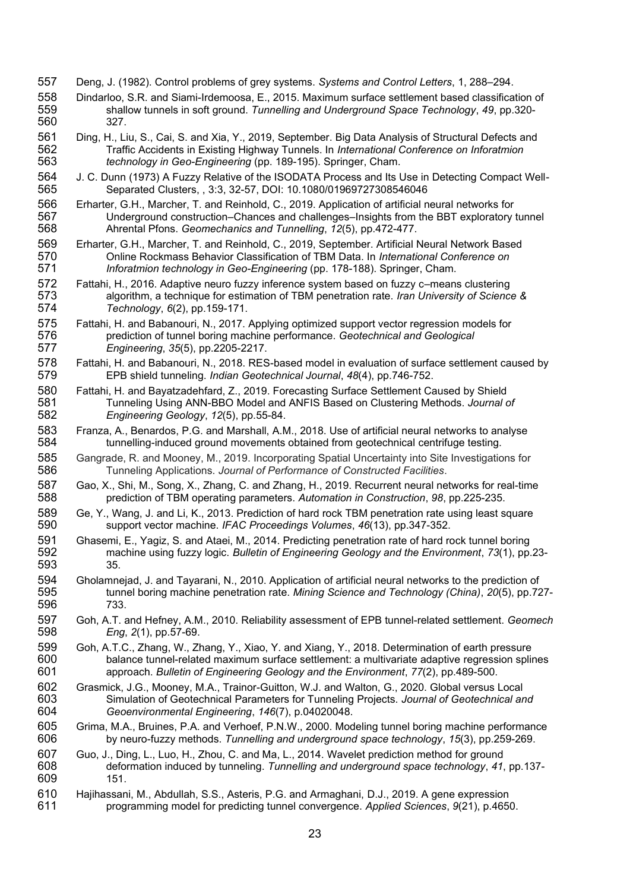Deng, J. (1982). Control problems of grey systems. *Systems and Control Letters*, 1, 288–294.

Dindarloo, S.R. and Siami-Irdemoosa, E., 2015. Maximum surface settlement based classification of shallow tunnels in soft ground. *Tunnelling and Underground Space Technology*, *49*, pp.320-327.

Ding, H., Liu, S., Cai, S. and Xia, Y., 2019, September. Big Data Analysis of Structural Defects and Traffic Accidents in Existing Highway Tunnels. In *International Conference on Inforatmion technology in Geo-Engineering* (pp. 189-195). Springer, Cham.

J. C. Dunn (1973) A Fuzzy Relative of the ISODATA Process and Its Use in Detecting Compact Well-Separated Clusters, , 3:3, 32-57, DOI: 10.1080/01969727308546046

Erharter, G.H., Marcher, T. and Reinhold, C., 2019. Application of artificial neural networks for Underground construction–Chances and challenges–Insights from the BBT exploratory tunnel Ahrental Pfons. *Geomechanics and Tunnelling*, *12*(5), pp.472-477.

Erharter, G.H., Marcher, T. and Reinhold, C., 2019, September. Artificial Neural Network Based Online Rockmass Behavior Classification of TBM Data. In *International Conference on Inforatmion technology in Geo-Engineering* (pp. 178-188). Springer, Cham.

Fattahi, H., 2016. Adaptive neuro fuzzy inference system based on fuzzy c–means clustering algorithm, a technique for estimation of TBM penetration rate. *Iran University of Science & Technology*, *6*(2), pp.159-171.

Fattahi, H. and Babanouri, N., 2017. Applying optimized support vector regression models for prediction of tunnel boring machine performance. *Geotechnical and Geological Engineering*, *35*(5), pp.2205-2217.

Fattahi, H. and Babanouri, N., 2018. RES-based model in evaluation of surface settlement caused by EPB shield tunneling. *Indian Geotechnical Journal*, *48*(4), pp.746-752.

Fattahi, H. and Bayatzadehfard, Z., 2019. Forecasting Surface Settlement Caused by Shield Tunneling Using ANN-BBO Model and ANFIS Based on Clustering Methods. *Journal of Engineering Geology*, *12*(5), pp.55-84.

Franza, A., Benardos, P.G. and Marshall, A.M., 2018. Use of artificial neural networks to analyse tunnelling-induced ground movements obtained from geotechnical centrifuge testing.

Gangrade, R. and Mooney, M., 2019. Incorporating Spatial Uncertainty into Site Investigations for Tunneling Applications. *Journal of Performance of Constructed Facilities*.

Gao, X., Shi, M., Song, X., Zhang, C. and Zhang, H., 2019. Recurrent neural networks for real-time prediction of TBM operating parameters. *Automation in Construction*, *98*, pp.225-235.

Ge, Y., Wang, J. and Li, K., 2013. Prediction of hard rock TBM penetration rate using least square support vector machine. *IFAC Proceedings Volumes*, *46*(13), pp.347-352.

Ghasemi, E., Yagiz, S. and Ataei, M., 2014. Predicting penetration rate of hard rock tunnel boring machine using fuzzy logic. *Bulletin of Engineering Geology and the Environment*, *73*(1), pp.23-35.

Gholamnejad, J. and Tayarani, N., 2010. Application of artificial neural networks to the prediction of tunnel boring machine penetration rate. *Mining Science and Technology (China)*, *20*(5), pp.727-733.

Goh, A.T. and Hefney, A.M., 2010. Reliability assessment of EPB tunnel-related settlement. *Geomech Eng*, *2*(1), pp.57-69.

Goh, A.T.C., Zhang, W., Zhang, Y., Xiao, Y. and Xiang, Y., 2018. Determination of earth pressure balance tunnel-related maximum surface settlement: a multivariate adaptive regression splines approach. *Bulletin of Engineering Geology and the Environment*, *77*(2), pp.489-500.

Grasmick, J.G., Mooney, M.A., Trainor-Guitton, W.J. and Walton, G., 2020. Global versus Local Simulation of Geotechnical Parameters for Tunneling Projects. *Journal of Geotechnical and Geoenvironmental Engineering*, *146*(7), p.04020048.

Grima, M.A., Bruines, P.A. and Verhoef, P.N.W., 2000. Modeling tunnel boring machine performance by neuro-fuzzy methods. *Tunnelling and underground space technology*, *15*(3), pp.259-269.

Guo, J., Ding, L., Luo, H., Zhou, C. and Ma, L., 2014. Wavelet prediction method for ground deformation induced by tunneling. *Tunnelling and underground space technology*, *41*, pp.137-151.

Hajihassani, M., Abdullah, S.S., Asteris, P.G. and Armaghani, D.J., 2019. A gene expression programming model for predicting tunnel convergence. *Applied Sciences*, *9*(21), p.4650.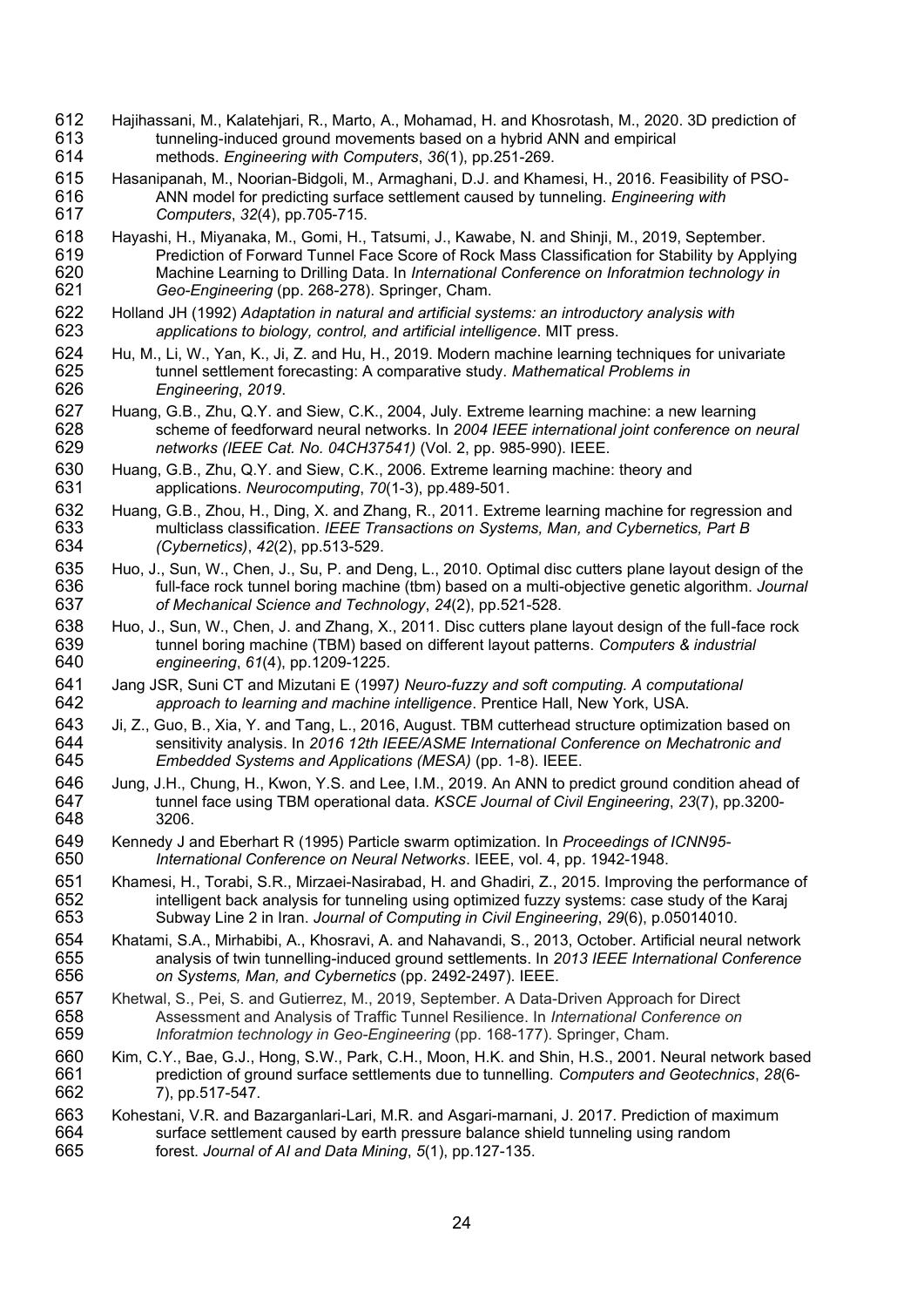Hajihassani, M., Kalatehjari, R., Marto, A., Mohamad, H. and Khosrotash, M., 2020. 3D prediction of tunneling-induced ground movements based on a hybrid ANN and empirical methods. *Engineering with Computers*, *36*(1), pp.251-269.

Hasanipanah, M., Noorian-Bidgoli, M., Armaghani, D.J. and Khamesi, H., 2016. Feasibility of PSO-ANN model for predicting surface settlement caused by tunneling. *Engineering with Computers*, *32*(4), pp.705-715.

Hayashi, H., Miyanaka, M., Gomi, H., Tatsumi, J., Kawabe, N. and Shinji, M., 2019, September. Prediction of Forward Tunnel Face Score of Rock Mass Classification for Stability by Applying Machine Learning to Drilling Data. In *International Conference on Inforatmion technology in Geo-Engineering* (pp. 268-278). Springer, Cham.

Holland JH (1992) *Adaptation in natural and artificial systems: an introductory analysis with applications to biology, control, and artificial intelligence*. MIT press.

Hu, M., Li, W., Yan, K., Ji, Z. and Hu, H., 2019. Modern machine learning techniques for univariate tunnel settlement forecasting: A comparative study. *Mathematical Problems in Engineering*, *2019*.

Huang, G.B., Zhu, Q.Y. and Siew, C.K., 2004, July. Extreme learning machine: a new learning scheme of feedforward neural networks. In *2004 IEEE international joint conference on neural networks (IEEE Cat. No. 04CH37541)* (Vol. 2, pp. 985-990). IEEE.

Huang, G.B., Zhu, Q.Y. and Siew, C.K., 2006. Extreme learning machine: theory and applications. *Neurocomputing*, *70*(1-3), pp.489-501.

Huang, G.B., Zhou, H., Ding, X. and Zhang, R., 2011. Extreme learning machine for regression and multiclass classification. *IEEE Transactions on Systems, Man, and Cybernetics, Part B (Cybernetics)*, *42*(2), pp.513-529.

Huo, J., Sun, W., Chen, J., Su, P. and Deng, L., 2010. Optimal disc cutters plane layout design of the full-face rock tunnel boring machine (tbm) based on a multi-objective genetic algorithm. *Journal of Mechanical Science and Technology*, *24*(2), pp.521-528.

Huo, J., Sun, W., Chen, J. and Zhang, X., 2011. Disc cutters plane layout design of the full-face rock tunnel boring machine (TBM) based on different layout patterns. *Computers & industrial engineering*, *61*(4), pp.1209-1225.

Jang JSR, Suni CT and Mizutani E (1997*) Neuro-fuzzy and soft computing. A computational approach to learning and machine intelligence*. Prentice Hall, New York, USA.

Ji, Z., Guo, B., Xia, Y. and Tang, L., 2016, August. TBM cutterhead structure optimization based on sensitivity analysis. In *2016 12th IEEE/ASME International Conference on Mechatronic and Embedded Systems and Applications (MESA)* (pp. 1-8). IEEE.

Jung, J.H., Chung, H., Kwon, Y.S. and Lee, I.M., 2019. An ANN to predict ground condition ahead of tunnel face using TBM operational data. *KSCE Journal of Civil Engineering*, *23*(7), pp.3200-3206.

Kennedy J and Eberhart R (1995) Particle swarm optimization. In *Proceedings of ICNN95-International Conference on Neural Networks*. IEEE, vol. 4, pp. 1942-1948.

Khamesi, H., Torabi, S.R., Mirzaei-Nasirabad, H. and Ghadiri, Z., 2015. Improving the performance of intelligent back analysis for tunneling using optimized fuzzy systems: case study of the Karaj Subway Line 2 in Iran. *Journal of Computing in Civil Engineering*, *29*(6), p.05014010.

Khatami, S.A., Mirhabibi, A., Khosravi, A. and Nahavandi, S., 2013, October. Artificial neural network analysis of twin tunnelling-induced ground settlements. In *2013 IEEE International Conference on Systems, Man, and Cybernetics* (pp. 2492-2497). IEEE.

Khetwal, S., Pei, S. and Gutierrez, M., 2019, September. A Data-Driven Approach for Direct Assessment and Analysis of Traffic Tunnel Resilience. In *International Conference on Inforatmion technology in Geo-Engineering* (pp. 168-177). Springer, Cham.

Kim, C.Y., Bae, G.J., Hong, S.W., Park, C.H., Moon, H.K. and Shin, H.S., 2001. Neural network based prediction of ground surface settlements due to tunnelling. *Computers and Geotechnics*, *28*(6-7), pp.517-547.

Kohestani, V.R. and Bazarganlari-Lari, M.R. and Asgari-marnani, J. 2017. Prediction of maximum surface settlement caused by earth pressure balance shield tunneling using random forest. *Journal of AI and Data Mining*, *5*(1), pp.127-135.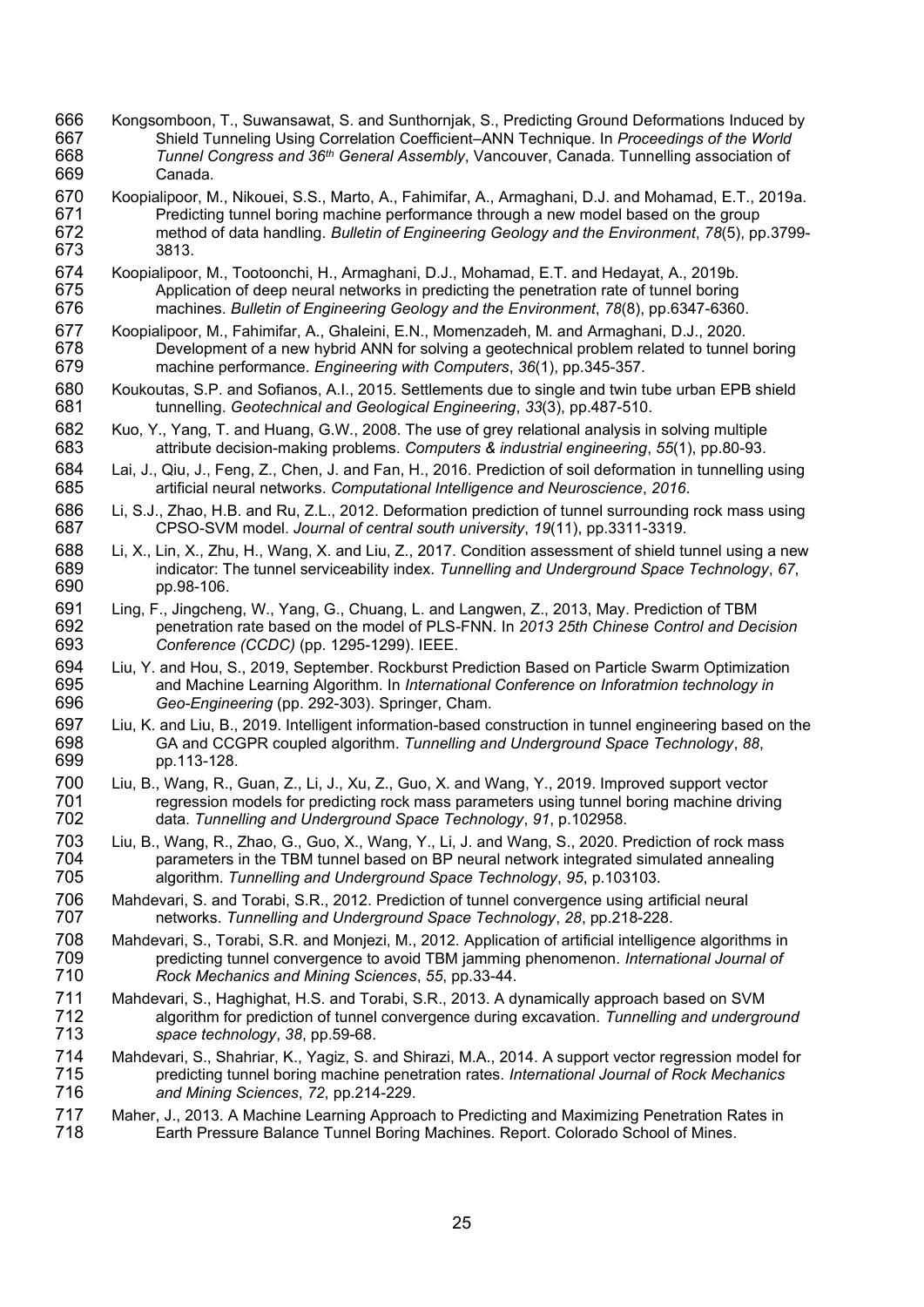Kongsomboon, T., Suwansawat, S. and Sunthornjak, S., Predicting Ground Deformations Induced by Shield Tunneling Using Correlation Coefficient–ANN Technique. In *Proceedings of the World Tunnel Congress and 36th General Assembly*, Vancouver, Canada. Tunnelling association of Canada.

Koopialipoor, M., Nikouei, S.S., Marto, A., Fahimifar, A., Armaghani, D.J. and Mohamad, E.T., 2019a. Predicting tunnel boring machine performance through a new model based on the group method of data handling. *Bulletin of Engineering Geology and the Environment*, *78*(5), pp.3799-3813.

Koopialipoor, M., Tootoonchi, H., Armaghani, D.J., Mohamad, E.T. and Hedayat, A., 2019b. Application of deep neural networks in predicting the penetration rate of tunnel boring machines. *Bulletin of Engineering Geology and the Environment*, *78*(8), pp.6347-6360.

Koopialipoor, M., Fahimifar, A., Ghaleini, E.N., Momenzadeh, M. and Armaghani, D.J., 2020. Development of a new hybrid ANN for solving a geotechnical problem related to tunnel boring machine performance. *Engineering with Computers*, *36*(1), pp.345-357.

Koukoutas, S.P. and Sofianos, A.I., 2015. Settlements due to single and twin tube urban EPB shield tunnelling. *Geotechnical and Geological Engineering*, *33*(3), pp.487-510.

Kuo, Y., Yang, T. and Huang, G.W., 2008. The use of grey relational analysis in solving multiple attribute decision-making problems. *Computers & industrial engineering*, *55*(1), pp.80-93.

Lai, J., Qiu, J., Feng, Z., Chen, J. and Fan, H., 2016. Prediction of soil deformation in tunnelling using artificial neural networks. *Computational Intelligence and Neuroscience*, *2016*.

Li, S.J., Zhao, H.B. and Ru, Z.L., 2012. Deformation prediction of tunnel surrounding rock mass using CPSO-SVM model. *Journal of central south university*, *19*(11), pp.3311-3319.

Li, X., Lin, X., Zhu, H., Wang, X. and Liu, Z., 2017. Condition assessment of shield tunnel using a new indicator: The tunnel serviceability index. *Tunnelling and Underground Space Technology*, *67*, pp.98-106.

Ling, F., Jingcheng, W., Yang, G., Chuang, L. and Langwen, Z., 2013, May. Prediction of TBM penetration rate based on the model of PLS-FNN. In *2013 25th Chinese Control and Decision Conference (CCDC)* (pp. 1295-1299). IEEE.

Liu, Y. and Hou, S., 2019, September. Rockburst Prediction Based on Particle Swarm Optimization and Machine Learning Algorithm. In *International Conference on Inforatmion technology in Geo-Engineering* (pp. 292-303). Springer, Cham.

Liu, K. and Liu, B., 2019. Intelligent information-based construction in tunnel engineering based on the GA and CCGPR coupled algorithm. *Tunnelling and Underground Space Technology*, *88*, pp.113-128.

Liu, B., Wang, R., Guan, Z., Li, J., Xu, Z., Guo, X. and Wang, Y., 2019. Improved support vector regression models for predicting rock mass parameters using tunnel boring machine driving data. *Tunnelling and Underground Space Technology*, *91*, p.102958.

Liu, B., Wang, R., Zhao, G., Guo, X., Wang, Y., Li, J. and Wang, S., 2020. Prediction of rock mass parameters in the TBM tunnel based on BP neural network integrated simulated annealing algorithm. *Tunnelling and Underground Space Technology*, *95*, p.103103.

Mahdevari, S. and Torabi, S.R., 2012. Prediction of tunnel convergence using artificial neural networks. *Tunnelling and Underground Space Technology*, *28*, pp.218-228.

Mahdevari, S., Torabi, S.R. and Monjezi, M., 2012. Application of artificial intelligence algorithms in predicting tunnel convergence to avoid TBM jamming phenomenon. *International Journal of Rock Mechanics and Mining Sciences*, *55*, pp.33-44.

Mahdevari, S., Haghighat, H.S. and Torabi, S.R., 2013. A dynamically approach based on SVM algorithm for prediction of tunnel convergence during excavation. *Tunnelling and underground space technology*, *38*, pp.59-68.

Mahdevari, S., Shahriar, K., Yagiz, S. and Shirazi, M.A., 2014. A support vector regression model for predicting tunnel boring machine penetration rates. *International Journal of Rock Mechanics and Mining Sciences*, *72*, pp.214-229.

Maher, J., 2013. A Machine Learning Approach to Predicting and Maximizing Penetration Rates in Earth Pressure Balance Tunnel Boring Machines. Report. Colorado School of Mines.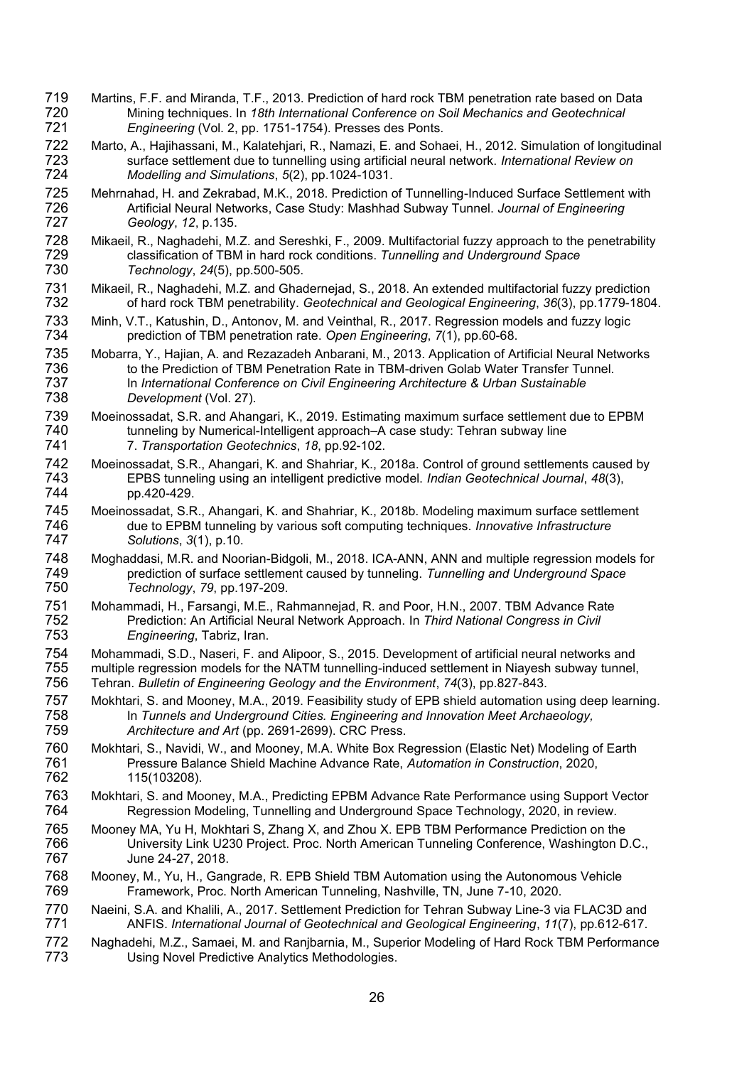Martins, F.F. and Miranda, T.F., 2013. Prediction of hard rock TBM penetration rate based on Data Mining techniques. In *18th International Conference on Soil Mechanics and Geotechnical Engineering* (Vol. 2, pp. 1751-1754). Presses des Ponts.

Marto, A., Hajihassani, M., Kalatehjari, R., Namazi, E. and Sohaei, H., 2012. Simulation of longitudinal surface settlement due to tunnelling using artificial neural network. *International Review on Modelling and Simulations*, *5*(2), pp.1024-1031.

Mehrnahad, H. and Zekrabad, M.K., 2018. Prediction of Tunnelling-Induced Surface Settlement with Artificial Neural Networks, Case Study: Mashhad Subway Tunnel. *Journal of Engineering Geology*, *12*, p.135.

Mikaeil, R., Naghadehi, M.Z. and Sereshki, F., 2009. Multifactorial fuzzy approach to the penetrability classification of TBM in hard rock conditions. *Tunnelling and Underground Space Technology*, *24*(5), pp.500-505.

Mikaeil, R., Naghadehi, M.Z. and Ghadernejad, S., 2018. An extended multifactorial fuzzy prediction of hard rock TBM penetrability. *Geotechnical and Geological Engineering*, *36*(3), pp.1779-1804.

Minh, V.T., Katushin, D., Antonov, M. and Veinthal, R., 2017. Regression models and fuzzy logic prediction of TBM penetration rate. *Open Engineering*, *7*(1), pp.60-68.

Mobarra, Y., Hajian, A. and Rezazadeh Anbarani, M., 2013. Application of Artificial Neural Networks to the Prediction of TBM Penetration Rate in TBM-driven Golab Water Transfer Tunnel. In *International Conference on Civil Engineering Architecture & Urban Sustainable Development* (Vol. 27).

Moeinossadat, S.R. and Ahangari, K., 2019. Estimating maximum surface settlement due to EPBM tunneling by Numerical-Intelligent approach–A case study: Tehran subway line 7. *Transportation Geotechnics*, *18*, pp.92-102.

Moeinossadat, S.R., Ahangari, K. and Shahriar, K., 2018a. Control of ground settlements caused by EPBS tunneling using an intelligent predictive model. *Indian Geotechnical Journal*, *48*(3), pp.420-429.

Moeinossadat, S.R., Ahangari, K. and Shahriar, K., 2018b. Modeling maximum surface settlement due to EPBM tunneling by various soft computing techniques. *Innovative Infrastructure Solutions*, *3*(1), p.10.

Moghaddasi, M.R. and Noorian-Bidgoli, M., 2018. ICA-ANN, ANN and multiple regression models for prediction of surface settlement caused by tunneling. *Tunnelling and Underground Space Technology*, *79*, pp.197-209.

Mohammadi, H., Farsangi, M.E., Rahmannejad, R. and Poor, H.N., 2007. TBM Advance Rate Prediction: An Artificial Neural Network Approach. In *Third National Congress in Civil Engineering*, Tabriz, Iran.

Mohammadi, S.D., Naseri, F. and Alipoor, S., 2015. Development of artificial neural networks and multiple regression models for the NATM tunnelling-induced settlement in Niayesh subway tunnel, Tehran. *Bulletin of Engineering Geology and the Environment*, *74*(3), pp.827-843.

Mokhtari, S. and Mooney, M.A., 2019. Feasibility study of EPB shield automation using deep learning. In *Tunnels and Underground Cities. Engineering and Innovation Meet Archaeology, Architecture and Art* (pp. 2691-2699). CRC Press.

Mokhtari, S., Navidi, W., and Mooney, M.A. White Box Regression (Elastic Net) Modeling of Earth Pressure Balance Shield Machine Advance Rate, *Automation in Construction*, 2020, 115(103208).

Mokhtari, S. and Mooney, M.A., Predicting EPBM Advance Rate Performance using Support Vector Regression Modeling, Tunnelling and Underground Space Technology, 2020, in review.

Mooney MA, Yu H, Mokhtari S, Zhang X, and Zhou X. EPB TBM Performance Prediction on the University Link U230 Project. Proc. North American Tunneling Conference, Washington D.C., June 24-27, 2018.

Mooney, M., Yu, H., Gangrade, R. EPB Shield TBM Automation using the Autonomous Vehicle Framework, Proc. North American Tunneling, Nashville, TN, June 7-10, 2020.

Naeini, S.A. and Khalili, A., 2017. Settlement Prediction for Tehran Subway Line-3 via FLAC3D and ANFIS. *International Journal of Geotechnical and Geological Engineering*, *11*(7), pp.612-617.

Naghadehi, M.Z., Samaei, M. and Ranjbarnia, M., Superior Modeling of Hard Rock TBM Performance Using Novel Predictive Analytics Methodologies.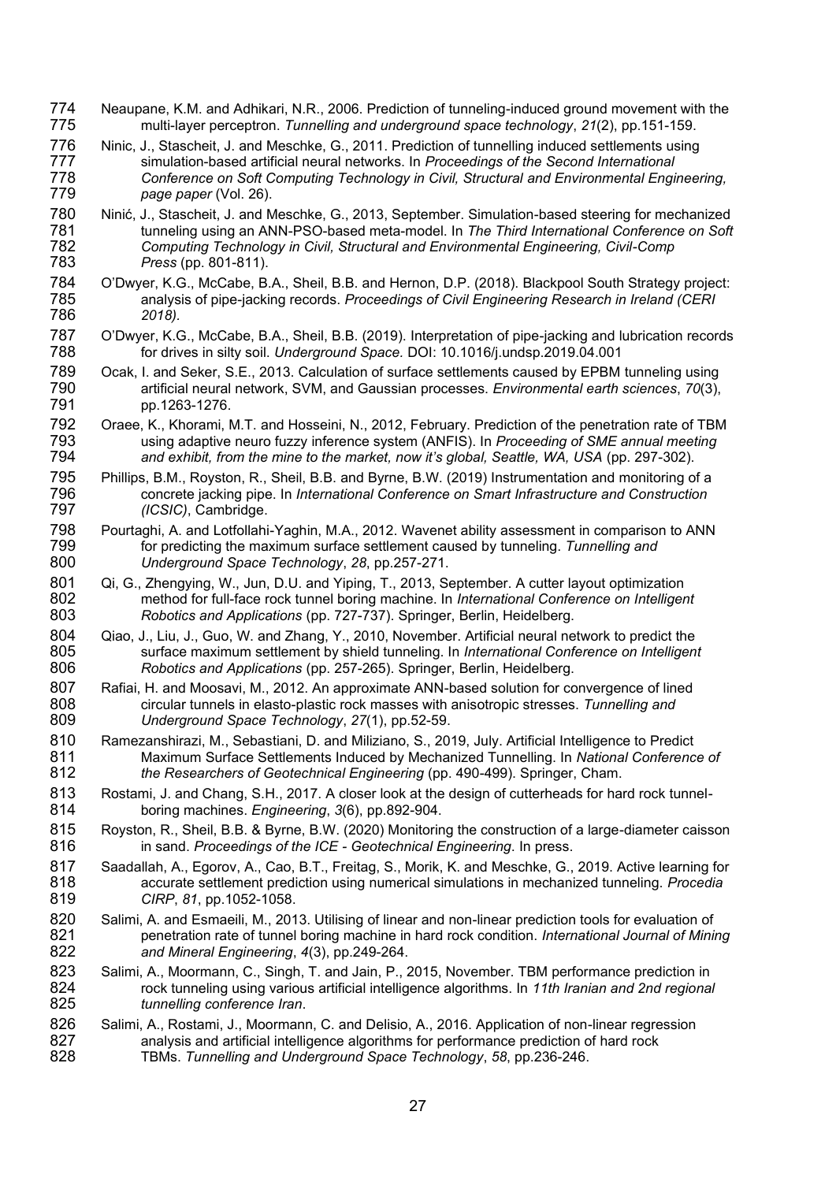Neaupane, K.M. and Adhikari, N.R., 2006. Prediction of tunneling-induced ground movement with the multi-layer perceptron. *Tunnelling and underground space technology*, *21*(2), pp.151-159.

Ninic, J., Stascheit, J. and Meschke, G., 2011. Prediction of tunnelling induced settlements using simulation-based artificial neural networks. In *Proceedings of the Second International Conference on Soft Computing Technology in Civil, Structural and Environmental Engineering, page paper* (Vol. 26).

Ninić, J., Stascheit, J. and Meschke, G., 2013, September. Simulation-based steering for mechanized tunneling using an ANN-PSO-based meta-model. In *The Third International Conference on Soft Computing Technology in Civil, Structural and Environmental Engineering, Civil-Comp Press* (pp. 801-811).

O'Dwyer, K.G., McCabe, B.A., Sheil, B.B. and Hernon, D.P. (2018). Blackpool South Strategy project: analysis of pipe-jacking records. *Proceedings of Civil Engineering Research in Ireland (CERI 2018).*

O'Dwyer, K.G., McCabe, B.A., Sheil, B.B. (2019). Interpretation of pipe-jacking and lubrication records for drives in silty soil. *Underground Space.* DOI: 10.1016/j.undsp.2019.04.001

Ocak, I. and Seker, S.E., 2013. Calculation of surface settlements caused by EPBM tunneling using artificial neural network, SVM, and Gaussian processes. *Environmental earth sciences*, *70*(3), pp.1263-1276.

Oraee, K., Khorami, M.T. and Hosseini, N., 2012, February. Prediction of the penetration rate of TBM using adaptive neuro fuzzy inference system (ANFIS). In *Proceeding of SME annual meeting and exhibit, from the mine to the market, now it's global, Seattle, WA, USA* (pp. 297-302).

Phillips, B.M., Royston, R., Sheil, B.B. and Byrne, B.W. (2019) Instrumentation and monitoring of a concrete jacking pipe. In *International Conference on Smart Infrastructure and Construction (ICSIC)*, Cambridge.

Pourtaghi, A. and Lotfollahi-Yaghin, M.A., 2012. Wavenet ability assessment in comparison to ANN for predicting the maximum surface settlement caused by tunneling. *Tunnelling and Underground Space Technology*, *28*, pp.257-271.

Qi, G., Zhengying, W., Jun, D.U. and Yiping, T., 2013, September. A cutter layout optimization method for full-face rock tunnel boring machine. In *International Conference on Intelligent Robotics and Applications* (pp. 727-737). Springer, Berlin, Heidelberg.

Qiao, J., Liu, J., Guo, W. and Zhang, Y., 2010, November. Artificial neural network to predict the surface maximum settlement by shield tunneling. In *International Conference on Intelligent Robotics and Applications* (pp. 257-265). Springer, Berlin, Heidelberg.

Rafiai, H. and Moosavi, M., 2012. An approximate ANN-based solution for convergence of lined circular tunnels in elasto-plastic rock masses with anisotropic stresses. *Tunnelling and Underground Space Technology*, *27*(1), pp.52-59.

Ramezanshirazi, M., Sebastiani, D. and Miliziano, S., 2019, July. Artificial Intelligence to Predict Maximum Surface Settlements Induced by Mechanized Tunnelling. In *National Conference of the Researchers of Geotechnical Engineering* (pp. 490-499). Springer, Cham.

Rostami, J. and Chang, S.H., 2017. A closer look at the design of cutterheads for hard rock tunnel-boring machines. *Engineering*, *3*(6), pp.892-904.

Royston, R., Sheil, B.B. & Byrne, B.W. (2020) Monitoring the construction of a large-diameter caisson in sand. *Proceedings of the ICE - Geotechnical Engineering*. In press.

Saadallah, A., Egorov, A., Cao, B.T., Freitag, S., Morik, K. and Meschke, G., 2019. Active learning for accurate settlement prediction using numerical simulations in mechanized tunneling. *Procedia CIRP*, *81*, pp.1052-1058.

Salimi, A. and Esmaeili, M., 2013. Utilising of linear and non-linear prediction tools for evaluation of penetration rate of tunnel boring machine in hard rock condition. *International Journal of Mining and Mineral Engineering*, *4*(3), pp.249-264.

Salimi, A., Moormann, C., Singh, T. and Jain, P., 2015, November. TBM performance prediction in rock tunneling using various artificial intelligence algorithms. In *11th Iranian and 2nd regional tunnelling conference Iran*.

Salimi, A., Rostami, J., Moormann, C. and Delisio, A., 2016. Application of non-linear regression analysis and artificial intelligence algorithms for performance prediction of hard rock TBMs. *Tunnelling and Underground Space Technology*, *58*, pp.236-246.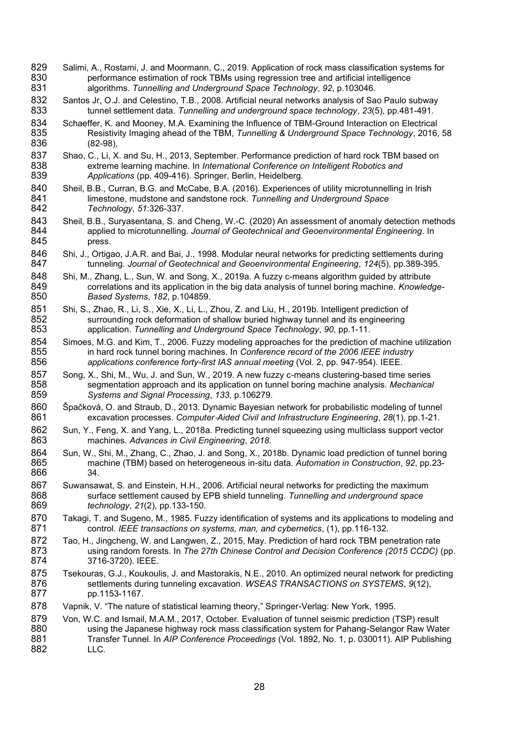Salimi, A., Rostami, J. and Moormann, C., 2019. Application of rock mass classification systems for performance estimation of rock TBMs using regression tree and artificial intelligence algorithms. *Tunnelling and Underground Space Technology*, *92*, p.103046.

Santos Jr, O.J. and Celestino, T.B., 2008. Artificial neural networks analysis of Sao Paulo subway tunnel settlement data. *Tunnelling and underground space technology*, *23*(5), pp.481-491.

Schaeffer, K. and Mooney, M.A. Examining the Influence of TBM-Ground Interaction on Electrical Resistivity Imaging ahead of the TBM, *Tunnelling & Underground Space Technology*, 2016, 58 (82-98),

Shao, C., Li, X. and Su, H., 2013, September. Performance prediction of hard rock TBM based on extreme learning machine. In *International Conference on Intelligent Robotics and Applications* (pp. 409-416). Springer, Berlin, Heidelberg.

Sheil, B.B., Curran, B.G. and McCabe, B.A. (2016). Experiences of utility microtunnelling in Irish limestone, mudstone and sandstone rock. *Tunnelling and Underground Space Technology*, *51*:326-337.

Sheil, B.B., Suryasentana, S. and Cheng, W.-C. (2020) An assessment of anomaly detection methods applied to microtunnelling. *Journal of Geotechnical and Geoenvironmental Engineering*. In press.

Shi, J., Ortigao, J.A.R. and Bai, J., 1998. Modular neural networks for predicting settlements during tunneling. *Journal of Geotechnical and Geoenvironmental Engineering*, *124*(5), pp.389-395.

Shi, M., Zhang, L., Sun, W. and Song, X., 2019a. A fuzzy c-means algorithm guided by attribute correlations and its application in the big data analysis of tunnel boring machine. *Knowledge-Based Systems*, *182*, p.104859.

Shi, S., Zhao, R., Li, S., Xie, X., Li, L., Zhou, Z. and Liu, H., 2019b. Intelligent prediction of surrounding rock deformation of shallow buried highway tunnel and its engineering application. *Tunnelling and Underground Space Technology*, *90*, pp.1-11.

Simoes, M.G. and Kim, T., 2006. Fuzzy modeling approaches for the prediction of machine utilization in hard rock tunnel boring machines. In *Conference record of the 2006 IEEE industry applications conference forty-first IAS annual meeting* (Vol. 2, pp. 947-954). IEEE.

Song, X., Shi, M., Wu, J. and Sun, W., 2019. A new fuzzy c-means clustering-based time series segmentation approach and its application on tunnel boring machine analysis. *Mechanical Systems and Signal Processing*, *133*, p.106279.

Špačková, O. and Straub, D., 2013. Dynamic Bayesian network for probabilistic modeling of tunnel excavation processes. *Computer-Aided Civil and Infrastructure Engineering*, *28*(1), pp.1-21.

Sun, Y., Feng, X. and Yang, L., 2018a. Predicting tunnel squeezing using multiclass support vector machines. *Advances in Civil Engineering*, *2018*.

Sun, W., Shi, M., Zhang, C., Zhao, J. and Song, X., 2018b. Dynamic load prediction of tunnel boring machine (TBM) based on heterogeneous in-situ data. *Automation in Construction*, *92*, pp.23-34.

Suwansawat, S. and Einstein, H.H., 2006. Artificial neural networks for predicting the maximum surface settlement caused by EPB shield tunneling. *Tunnelling and underground space technology*, *21*(2), pp.133-150.

Takagi, T. and Sugeno, M., 1985. Fuzzy identification of systems and its applications to modeling and control. *IEEE transactions on systems, man, and cybernetics*, (1), pp.116-132.

Tao, H., Jingcheng, W. and Langwen, Z., 2015, May. Prediction of hard rock TBM penetration rate using random forests. In *The 27th Chinese Control and Decision Conference (2015 CCDC)* (pp. 3716-3720). IEEE.

Tsekouras, G.J., Koukoulis, J. and Mastorakis, N.E., 2010. An optimized neural network for predicting settlements during tunneling excavation. *WSEAS TRANSACTIONS on SYSTEMS*, *9*(12), pp.1153-1167.

Vapnik, V. "The nature of statistical learning theory," Springer-Verlag: New York, 1995.

Von, W.C. and Ismail, M.A.M., 2017, October. Evaluation of tunnel seismic prediction (TSP) result using the Japanese highway rock mass classification system for Pahang-Selangor Raw Water Transfer Tunnel. In *AIP Conference Proceedings* (Vol. 1892, No. 1, p. 030011). AIP Publishing LLC.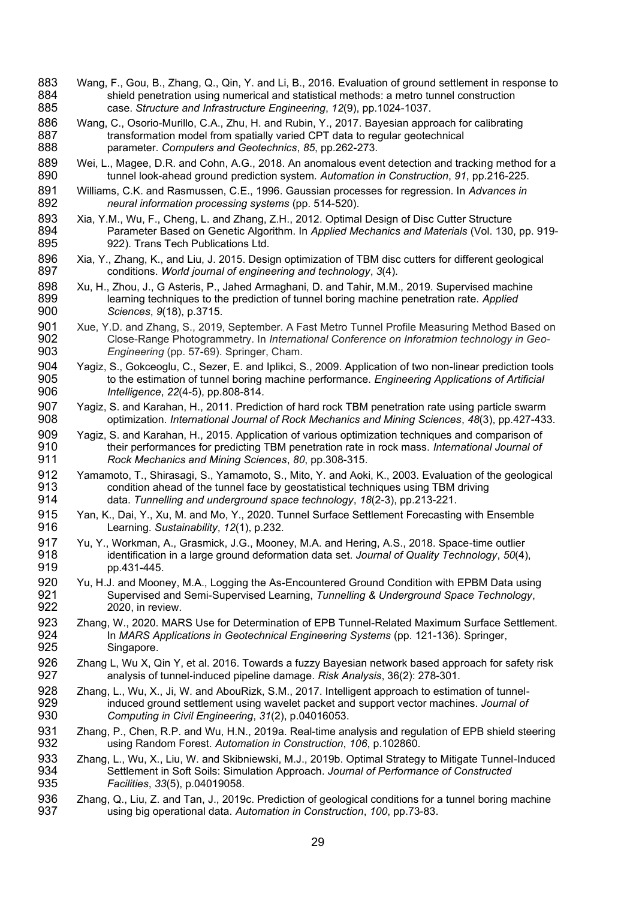Wang, F., Gou, B., Zhang, Q., Qin, Y. and Li, B., 2016. Evaluation of ground settlement in response to shield penetration using numerical and statistical methods: a metro tunnel construction case. *Structure and Infrastructure Engineering*, *12*(9), pp.1024-1037.

Wang, C., Osorio-Murillo, C.A., Zhu, H. and Rubin, Y., 2017. Bayesian approach for calibrating transformation model from spatially varied CPT data to regular geotechnical parameter. *Computers and Geotechnics*, *85*, pp.262-273.

Wei, L., Magee, D.R. and Cohn, A.G., 2018. An anomalous event detection and tracking method for a tunnel look-ahead ground prediction system. *Automation in Construction*, *91*, pp.216-225.

Williams, C.K. and Rasmussen, C.E., 1996. Gaussian processes for regression. In *Advances in neural information processing systems* (pp. 514-520).

Xia, Y.M., Wu, F., Cheng, L. and Zhang, Z.H., 2012. Optimal Design of Disc Cutter Structure Parameter Based on Genetic Algorithm. In *Applied Mechanics and Materials* (Vol. 130, pp. 919-922). Trans Tech Publications Ltd.

Xia, Y., Zhang, K., and Liu, J. 2015. Design optimization of TBM disc cutters for different geological conditions. *World journal of engineering and technology*, *3*(4).

Xu, H., Zhou, J., G Asteris, P., Jahed Armaghani, D. and Tahir, M.M., 2019. Supervised machine learning techniques to the prediction of tunnel boring machine penetration rate. *Applied Sciences*, *9*(18), p.3715.

Xue, Y.D. and Zhang, S., 2019, September. A Fast Metro Tunnel Profile Measuring Method Based on Close-Range Photogrammetry. In *International Conference on Inforatmion technology in Geo-Engineering* (pp. 57-69). Springer, Cham.

Yagiz, S., Gokceoglu, C., Sezer, E. and Iplikci, S., 2009. Application of two non-linear prediction tools to the estimation of tunnel boring machine performance. *Engineering Applications of Artificial Intelligence*, *22*(4-5), pp.808-814.

Yagiz, S. and Karahan, H., 2011. Prediction of hard rock TBM penetration rate using particle swarm optimization. *International Journal of Rock Mechanics and Mining Sciences*, *48*(3), pp.427-433.

Yagiz, S. and Karahan, H., 2015. Application of various optimization techniques and comparison of their performances for predicting TBM penetration rate in rock mass. *International Journal of Rock Mechanics and Mining Sciences*, *80*, pp.308-315.

Yamamoto, T., Shirasagi, S., Yamamoto, S., Mito, Y. and Aoki, K., 2003. Evaluation of the geological condition ahead of the tunnel face by geostatistical techniques using TBM driving data. *Tunnelling and underground space technology*, *18*(2-3), pp.213-221.

Yan, K., Dai, Y., Xu, M. and Mo, Y., 2020. Tunnel Surface Settlement Forecasting with Ensemble Learning. *Sustainability*, *12*(1), p.232.

Yu, Y., Workman, A., Grasmick, J.G., Mooney, M.A. and Hering, A.S., 2018. Space-time outlier identification in a large ground deformation data set. *Journal of Quality Technology*, *50*(4), pp.431-445.

Yu, H.J. and Mooney, M.A., Logging the As-Encountered Ground Condition with EPBM Data using Supervised and Semi-Supervised Learning, *Tunnelling & Underground Space Technology*, 2020, in review.

Zhang, W., 2020. MARS Use for Determination of EPB Tunnel-Related Maximum Surface Settlement. In *MARS Applications in Geotechnical Engineering Systems* (pp. 121-136). Springer, Singapore.

Zhang L, Wu X, Qin Y, et al. 2016. Towards a fuzzy Bayesian network based approach for safety risk analysis of tunnel-induced pipeline damage. *Risk Analysis*, 36(2): 278-301.

Zhang, L., Wu, X., Ji, W. and AbouRizk, S.M., 2017. Intelligent approach to estimation of tunnel-induced ground settlement using wavelet packet and support vector machines. *Journal of Computing in Civil Engineering*, *31*(2), p.04016053.

Zhang, P., Chen, R.P. and Wu, H.N., 2019a. Real-time analysis and regulation of EPB shield steering using Random Forest. *Automation in Construction*, *106*, p.102860.

Zhang, L., Wu, X., Liu, W. and Skibniewski, M.J., 2019b. Optimal Strategy to Mitigate Tunnel-Induced Settlement in Soft Soils: Simulation Approach. *Journal of Performance of Constructed Facilities*, *33*(5), p.04019058.

Zhang, Q., Liu, Z. and Tan, J., 2019c. Prediction of geological conditions for a tunnel boring machine using big operational data. *Automation in Construction*, *100*, pp.73-83.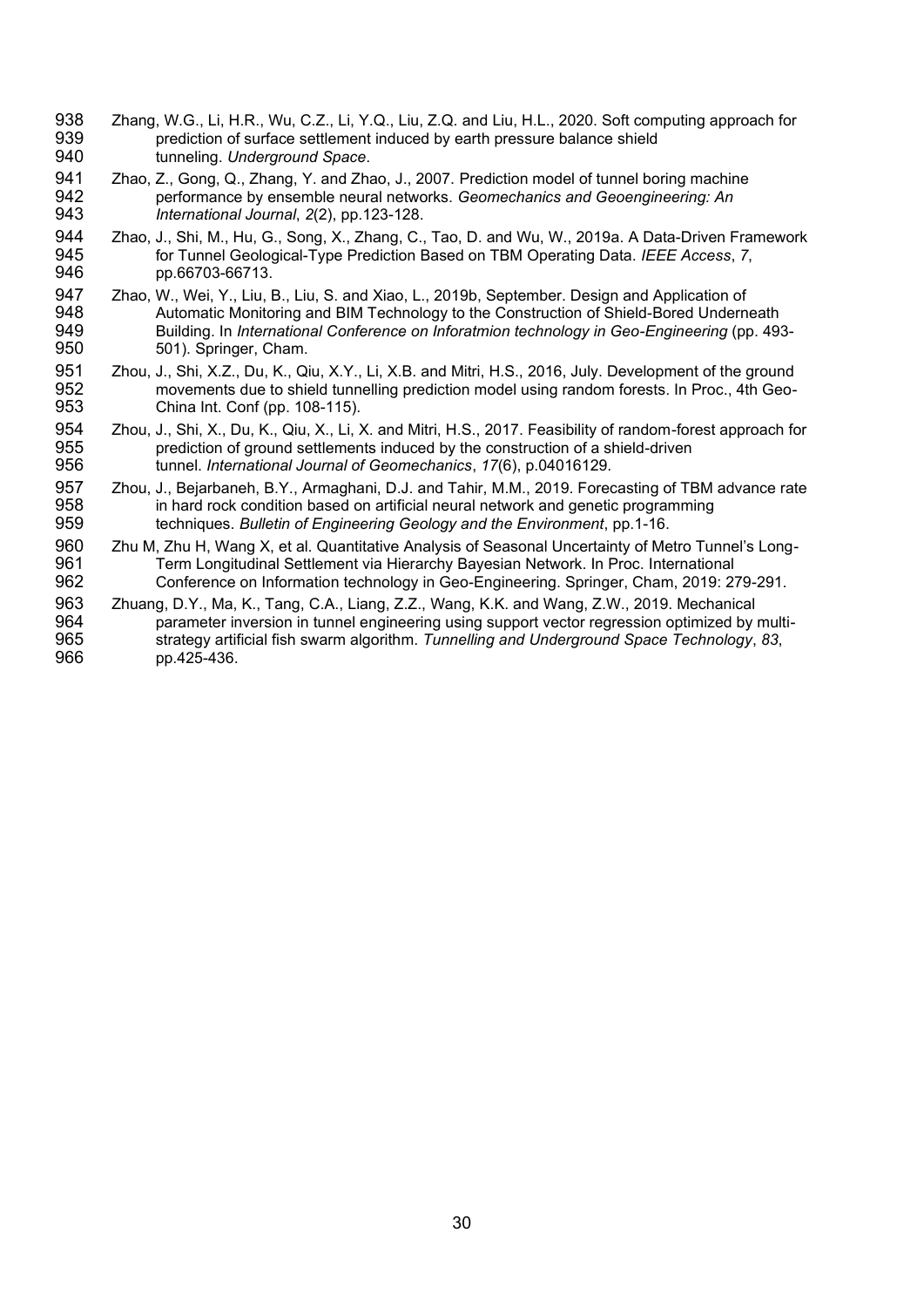Zhang, W.G., Li, H.R., Wu, C.Z., Li, Y.Q., Liu, Z.Q. and Liu, H.L., 2020. Soft computing approach for prediction of surface settlement induced by earth pressure balance shield tunneling. *Underground Space*.

Zhao, Z., Gong, Q., Zhang, Y. and Zhao, J., 2007. Prediction model of tunnel boring machine performance by ensemble neural networks. *Geomechanics and Geoengineering: An International Journal*, *2*(2), pp.123-128.

Zhao, J., Shi, M., Hu, G., Song, X., Zhang, C., Tao, D. and Wu, W., 2019a. A Data-Driven Framework for Tunnel Geological-Type Prediction Based on TBM Operating Data. *IEEE Access*, *7*, pp.66703-66713.

Zhao, W., Wei, Y., Liu, B., Liu, S. and Xiao, L., 2019b, September. Design and Application of Automatic Monitoring and BIM Technology to the Construction of Shield-Bored Underneath Building. In *International Conference on Inforatmion technology in Geo-Engineering* (pp. 493-501). Springer, Cham.

Zhou, J., Shi, X.Z., Du, K., Qiu, X.Y., Li, X.B. and Mitri, H.S., 2016, July. Development of the ground movements due to shield tunnelling prediction model using random forests. In Proc., 4th Geo-China Int. Conf (pp. 108-115).

Zhou, J., Shi, X., Du, K., Qiu, X., Li, X. and Mitri, H.S., 2017. Feasibility of random-forest approach for prediction of ground settlements induced by the construction of a shield-driven tunnel. *International Journal of Geomechanics*, *17*(6), p.04016129.

Zhou, J., Bejarbaneh, B.Y., Armaghani, D.J. and Tahir, M.M., 2019. Forecasting of TBM advance rate in hard rock condition based on artificial neural network and genetic programming techniques. *Bulletin of Engineering Geology and the Environment*, pp.1-16.

Zhu M, Zhu H, Wang X, et al. Quantitative Analysis of Seasonal Uncertainty of Metro Tunnel's Long-Term Longitudinal Settlement via Hierarchy Bayesian Network. In Proc. International Conference on Information technology in Geo-Engineering. Springer, Cham, 2019: 279-291.

Zhuang, D.Y., Ma, K., Tang, C.A., Liang, Z.Z., Wang, K.K. and Wang, Z.W., 2019. Mechanical parameter inversion in tunnel engineering using support vector regression optimized by multi-strategy artificial fish swarm algorithm. *Tunnelling and Underground Space Technology*, *83*, pp.425-436.